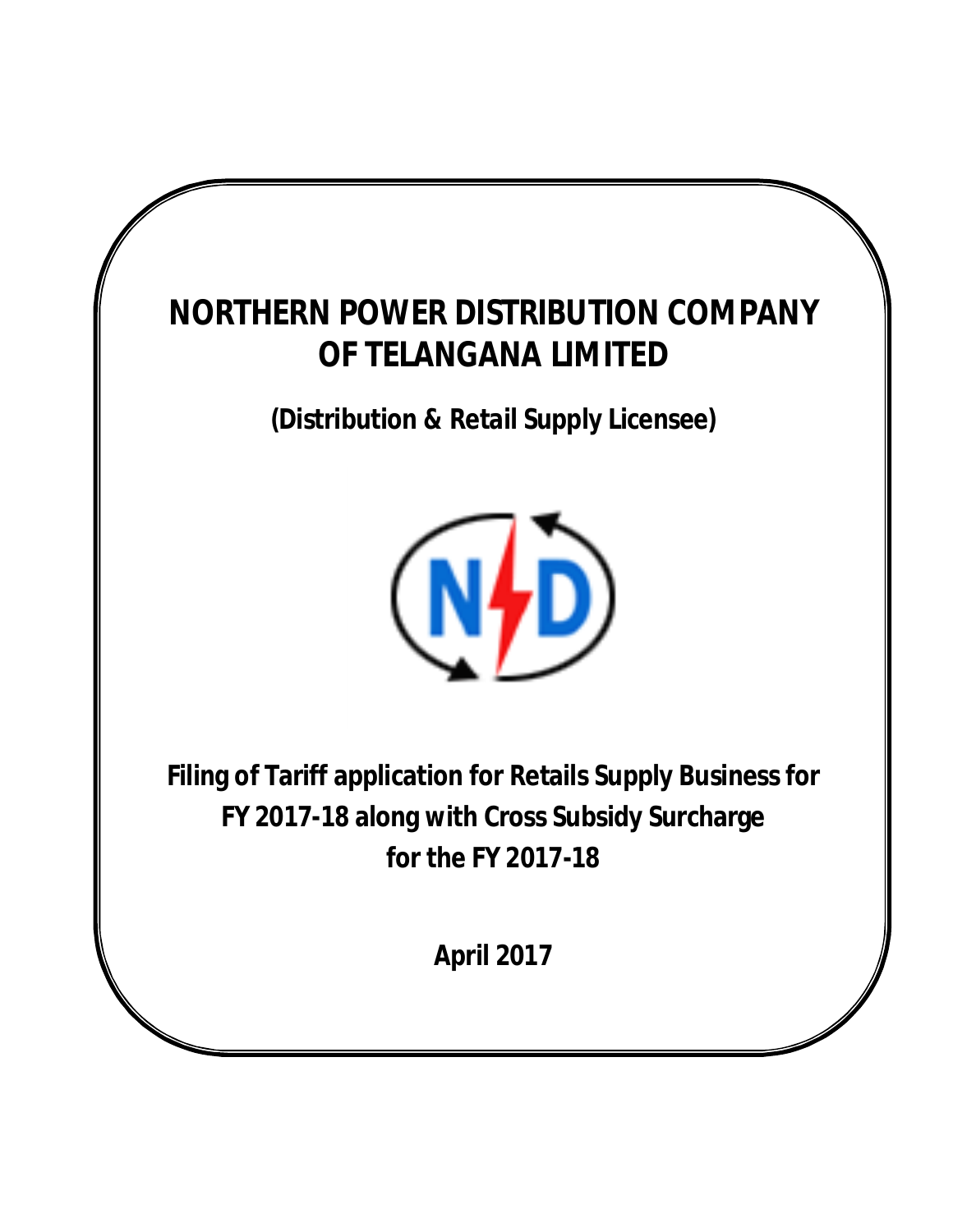# NORTHERN POWER DISTRIBUTION COMPANY OF TELANGANA LIMITED

**(Distribution & Retail Supply Licensee)**

**Filing of Tariff application for Retails Supply Business for FY 2017-18 along with Cross Subsidy Surcharge for the FY 2017-18**

**April 2017**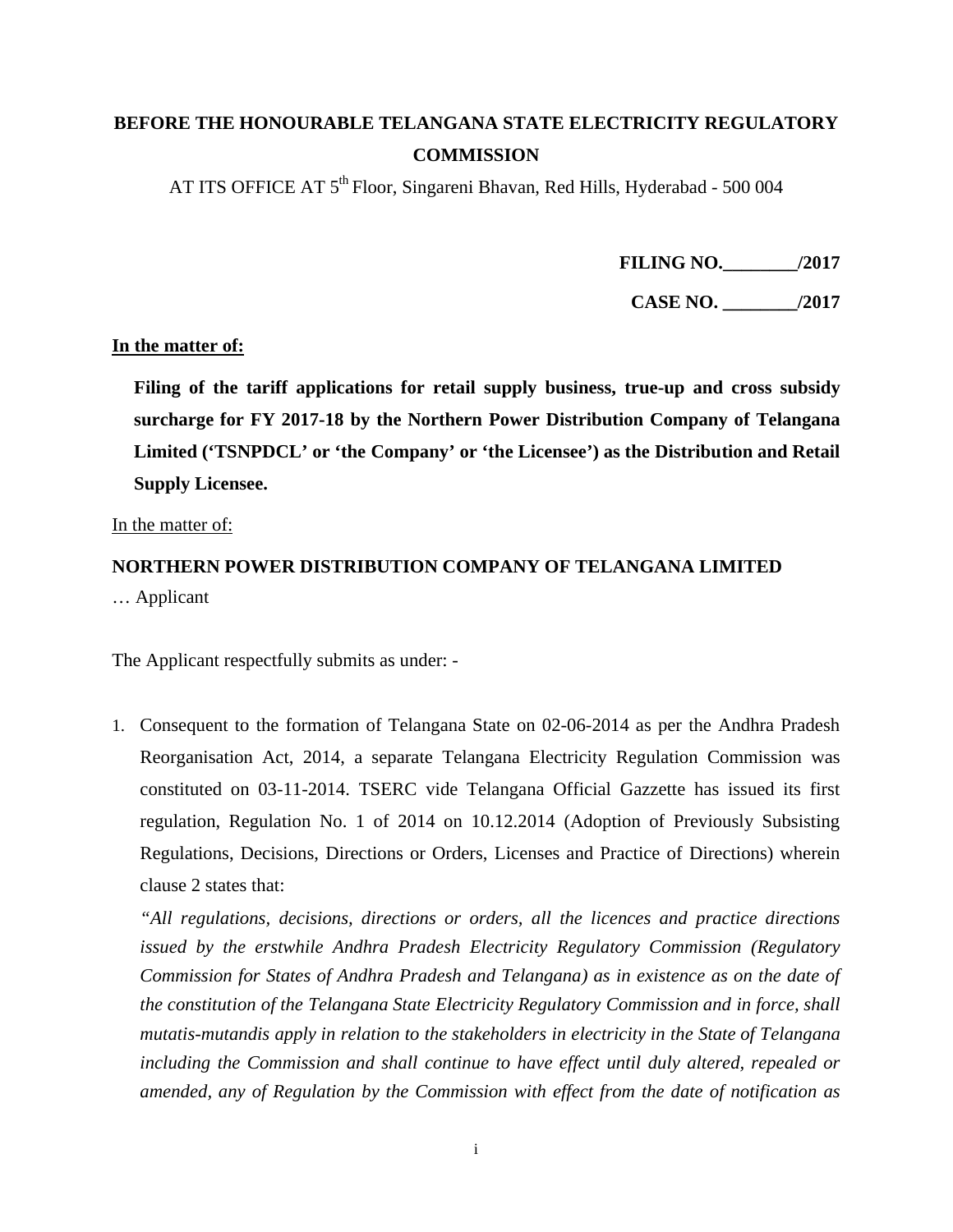**BEFORE THE HONOURABLE TELANGANA STATE ELECTRICITY REGULATORY COMMISSION**

AT ITS OFFICE AT 5th Floor, Singareni Bhavan, Red Hills, Hyderabad - 500 004

**FILING NO.________/2017**

**CASE NO. ________/2017**

**In the matter of:**

**Filing of the tariff applications for retail supply business, true-up and cross subsidy surcharge for FY 2017-18 by the Northern Power Distribution Company of Telangana Limited ('TSNPDCL' or 'the Company' or 'the Licensee') as the Distribution and Retail Supply Licensee.**

In the matter of:

**NORTHERN POWER DISTRIBUTION COMPANY OF TELANGANA LIMITED**

… Applicant

The Applicant respectfully submits as under: -

1. Consequent to the formation of Telangana State on 02-06-2014 as per the Andhra Pradesh Reorganisation Act, 2014, a separate Telangana Electricity Regulation Commission was constituted on 03-11-2014. TSERC vide Telangana Official Gazzette has issued its first regulation, Regulation No. 1 of 2014 on 10.12.2014 (Adoption of Previously Subsisting Regulations, Decisions, Directions or Orders, Licenses and Practice of Directions) wherein clause 2 states that:

   *"All regulations, decisions, directions or orders, all the licences and practice directions issued by the erstwhile Andhra Pradesh Electricity Regulatory Commission (Regulatory Commission for States of Andhra Pradesh and Telangana) as in existence as on the date of the constitution of the Telangana State Electricity Regulatory Commission and in force, shall mutatis-mutandis apply in relation to the stakeholders in electricity in the State of Telangana including the Commission and shall continue to have effect until duly altered, repealed or amended, any of Regulation by the Commission with effect from the date of notification as*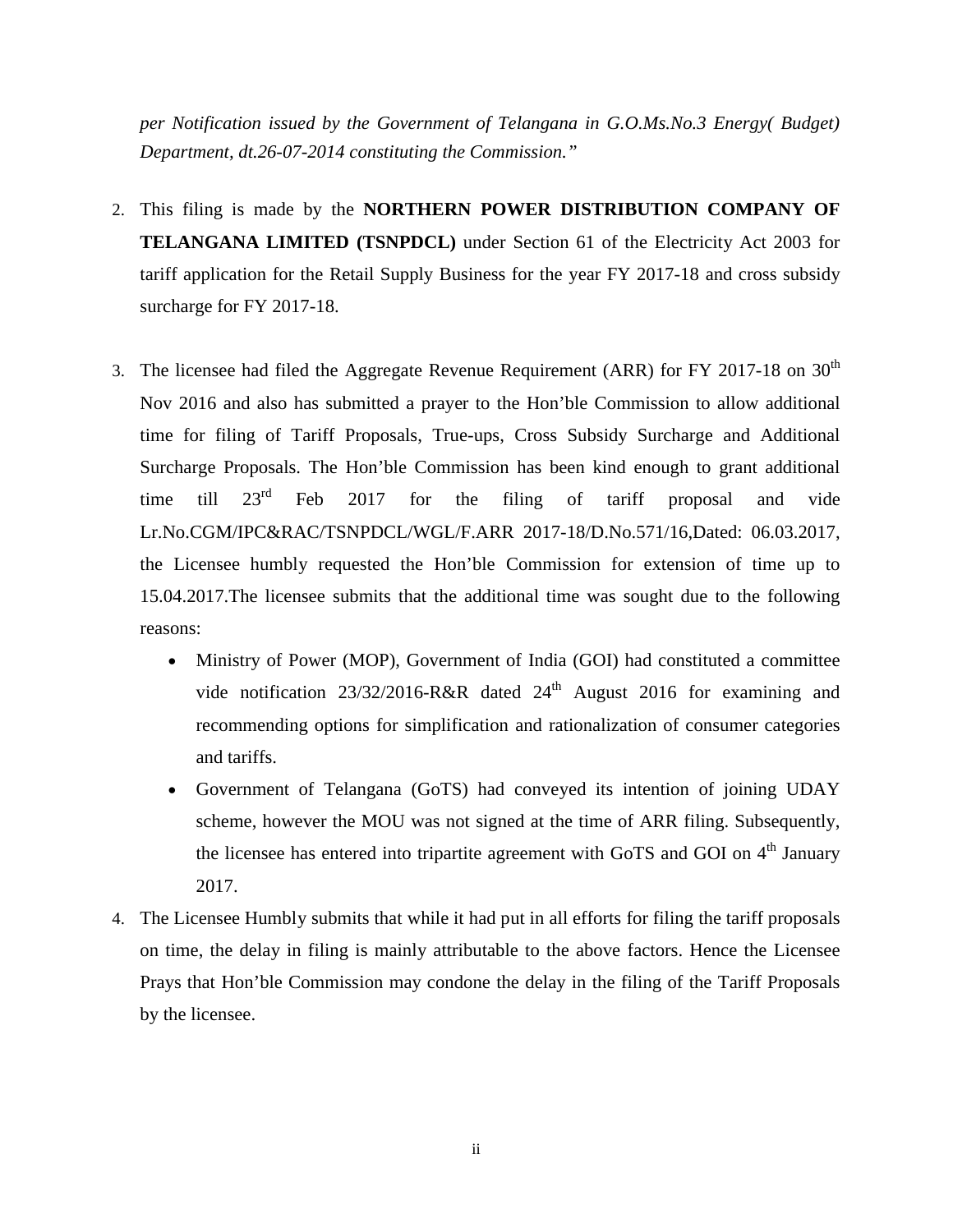*per Notification issued by the Government of Telangana in G.O.Ms.No.3 Energy( Budget) Department, dt.26-07-2014 constituting the Commission."*

2. This filing is made by the **NORTHERN POWER DISTRIBUTION COMPANY OF TELANGANA LIMITED (TSNPDCL)** under Section 61 of the Electricity Act 2003 for tariff application for the Retail Supply Business for the year FY 2017-18 and cross subsidy surcharge for FY 2017-18.

3. The licensee had filed the Aggregate Revenue Requirement (ARR) for FY 2017-18 on 30th Nov 2016 and also has submitted a prayer to the Hon'ble Commission to allow additional time for filing of Tariff Proposals, True-ups, Cross Subsidy Surcharge and Additional Surcharge Proposals. The Hon'ble Commission has been kind enough to grant additional time till 23rd Feb 2017 for the filing of tariff proposal and vide Lr.No.CGM/IPC&RAC/TSNPDCL/WGL/F.ARR 2017-18/D.No.571/16,Dated: 06.03.2017, the Licensee humbly requested the Hon'ble Commission for extension of time up to 15.04.2017.The licensee submits that the additional time was sought due to the following reasons:
   - Ministry of Power (MOP), Government of India (GOI) had constituted a committee vide notification 23/32/2016-R&R dated 24th August 2016 for examining and recommending options for simplification and rationalization of consumer categories and tariffs.
   - Government of Telangana (GoTS) had conveyed its intention of joining UDAY scheme, however the MOU was not signed at the time of ARR filing. Subsequently, the licensee has entered into tripartite agreement with GoTS and GOI on 4th January 2017.

4. The Licensee Humbly submits that while it had put in all efforts for filing the tariff proposals on time, the delay in filing is mainly attributable to the above factors. Hence the Licensee Prays that Hon'ble Commission may condone the delay in the filing of the Tariff Proposals by the licensee.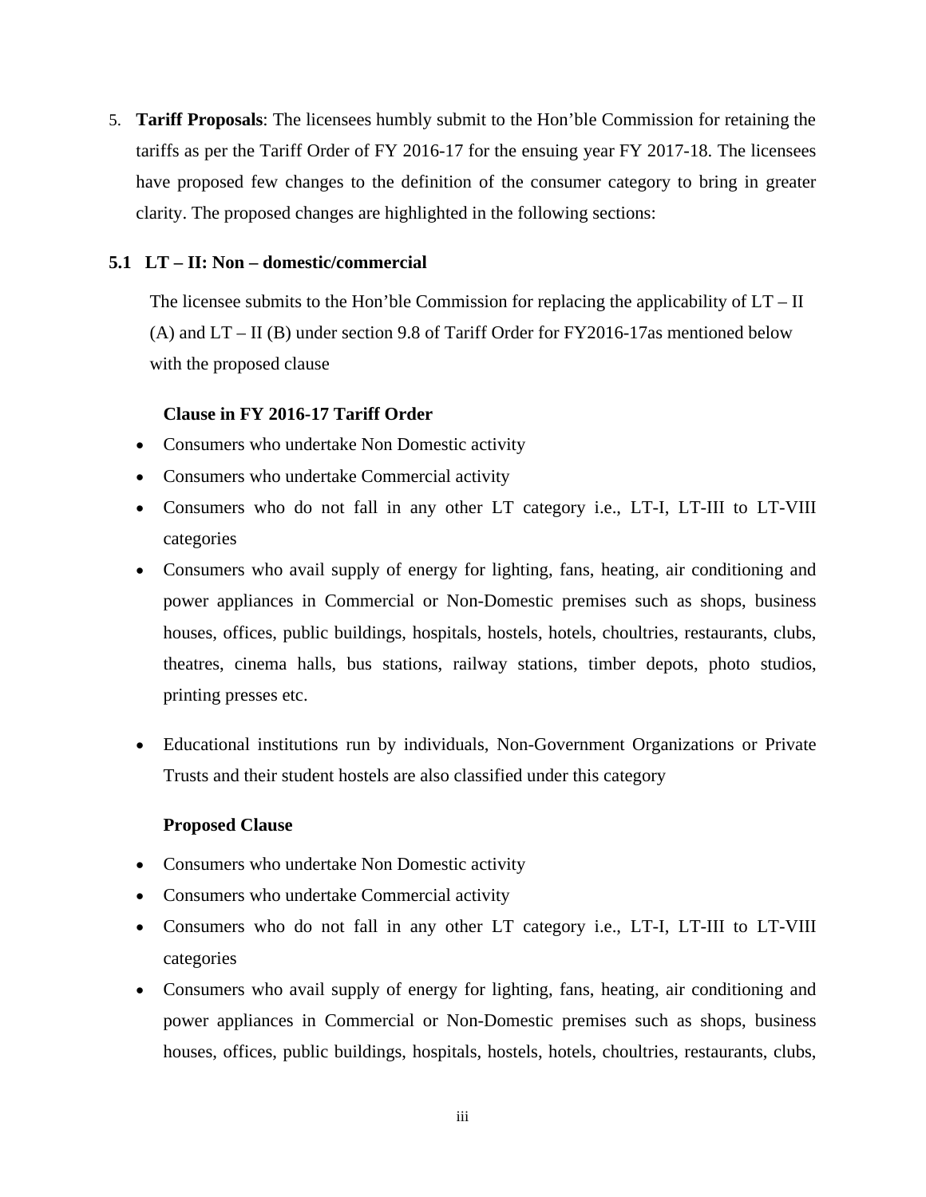5. **Tariff Proposals**: The licensees humbly submit to the Hon'ble Commission for retaining the tariffs as per the Tariff Order of FY 2016-17 for the ensuing year FY 2017-18. The licensees have proposed few changes to the definition of the consumer category to bring in greater clarity. The proposed changes are highlighted in the following sections:

### 5.1 LT – II: Non – domestic/commercial

The licensee submits to the Hon'ble Commission for replacing the applicability of LT – II (A) and LT – II (B) under section 9.8 of Tariff Order for FY2016-17as mentioned below with the proposed clause

**Clause in FY 2016-17 Tariff Order**

- Consumers who undertake Non Domestic activity
- Consumers who undertake Commercial activity
- Consumers who do not fall in any other LT category i.e., LT-I, LT-III to LT-VIII categories
- Consumers who avail supply of energy for lighting, fans, heating, air conditioning and power appliances in Commercial or Non-Domestic premises such as shops, business houses, offices, public buildings, hospitals, hostels, hotels, choultries, restaurants, clubs, theatres, cinema halls, bus stations, railway stations, timber depots, photo studios, printing presses etc.
- Educational institutions run by individuals, Non-Government Organizations or Private Trusts and their student hostels are also classified under this category

**Proposed Clause**

- Consumers who undertake Non Domestic activity
- Consumers who undertake Commercial activity
- Consumers who do not fall in any other LT category i.e., LT-I, LT-III to LT-VIII categories
- Consumers who avail supply of energy for lighting, fans, heating, air conditioning and power appliances in Commercial or Non-Domestic premises such as shops, business houses, offices, public buildings, hospitals, hostels, hotels, choultries, restaurants, clubs,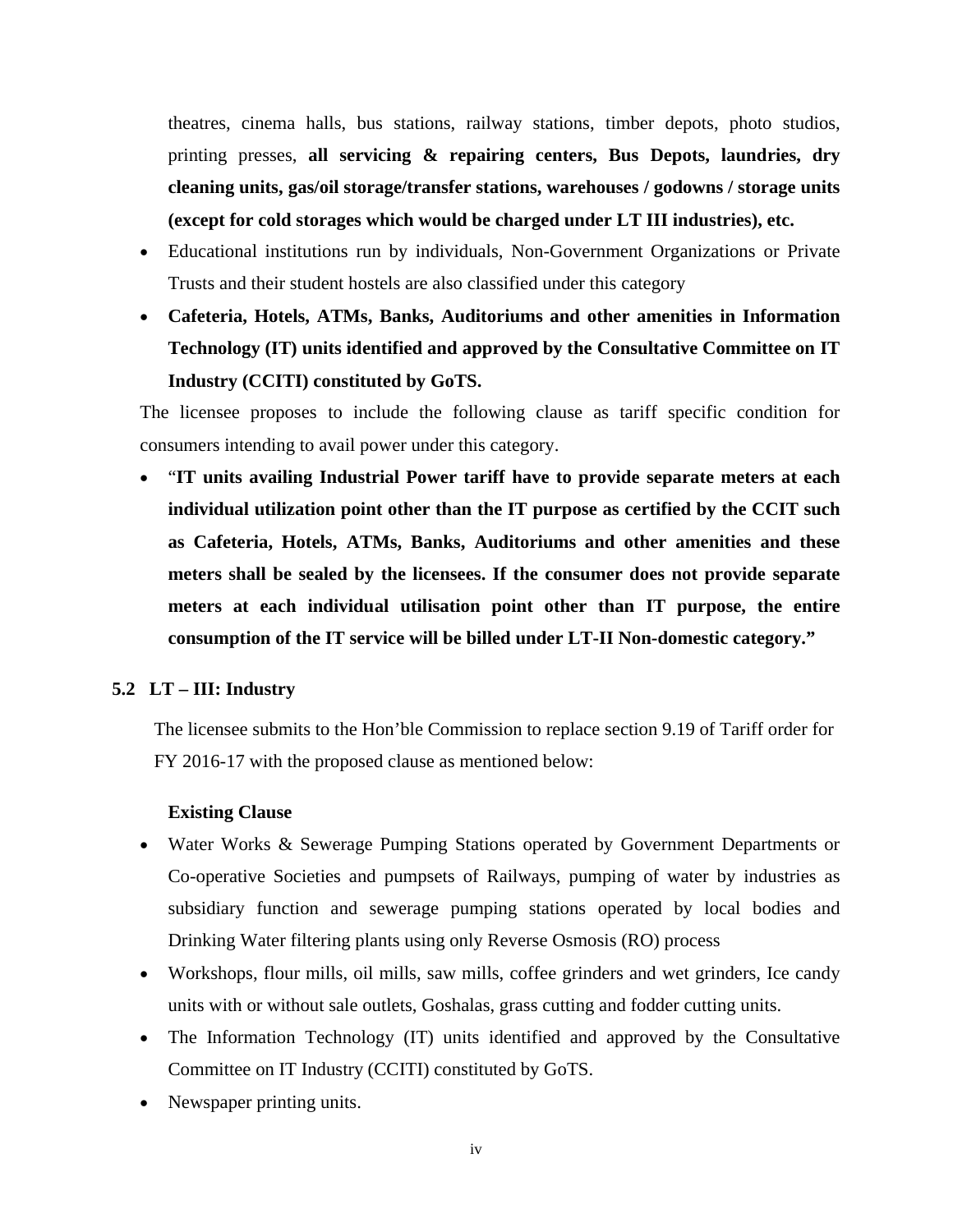theatres, cinema halls, bus stations, railway stations, timber depots, photo studios, printing presses, **all servicing & repairing centers, Bus Depots, laundries, dry cleaning units, gas/oil storage/transfer stations, warehouses / godowns / storage units (except for cold storages which would be charged under LT III industries), etc.**

- Educational institutions run by individuals, Non-Government Organizations or Private Trusts and their student hostels are also classified under this category
- **Cafeteria, Hotels, ATMs, Banks, Auditoriums and other amenities in Information Technology (IT) units identified and approved by the Consultative Committee on IT Industry (CCITI) constituted by GoTS.**

The licensee proposes to include the following clause as tariff specific condition for consumers intending to avail power under this category.

- "**IT units availing Industrial Power tariff have to provide separate meters at each individual utilization point other than the IT purpose as certified by the CCIT such as Cafeteria, Hotels, ATMs, Banks, Auditoriums and other amenities and these meters shall be sealed by the licensees. If the consumer does not provide separate meters at each individual utilisation point other than IT purpose, the entire consumption of the IT service will be billed under LT-II Non-domestic category.**"

### 5.2 LT – III: Industry

The licensee submits to the Hon'ble Commission to replace section 9.19 of Tariff order for FY 2016-17 with the proposed clause as mentioned below:

**Existing Clause**

- Water Works & Sewerage Pumping Stations operated by Government Departments or Co-operative Societies and pumpsets of Railways, pumping of water by industries as subsidiary function and sewerage pumping stations operated by local bodies and Drinking Water filtering plants using only Reverse Osmosis (RO) process
- Workshops, flour mills, oil mills, saw mills, coffee grinders and wet grinders, Ice candy units with or without sale outlets, Goshalas, grass cutting and fodder cutting units.
- The Information Technology (IT) units identified and approved by the Consultative Committee on IT Industry (CCITI) constituted by GoTS.
- Newspaper printing units.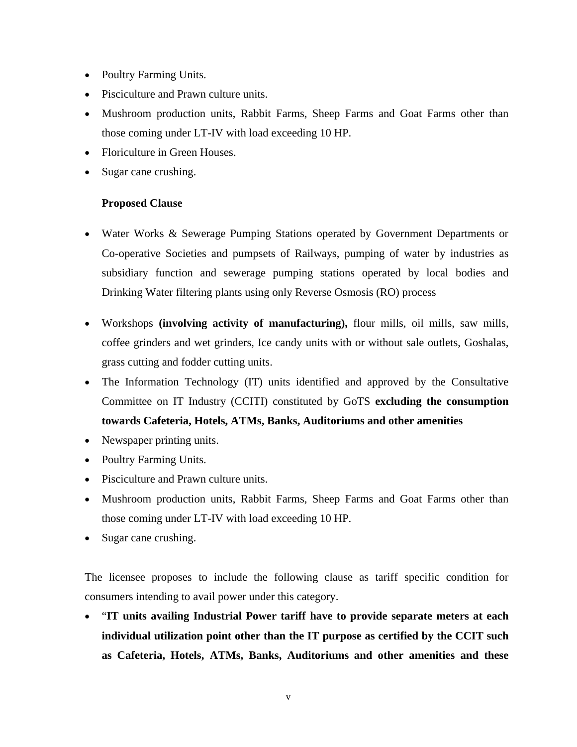- Poultry Farming Units.
- Pisciculture and Prawn culture units.
- Mushroom production units, Rabbit Farms, Sheep Farms and Goat Farms other than those coming under LT-IV with load exceeding 10 HP.
- Floriculture in Green Houses.
- Sugar cane crushing.

**Proposed Clause**

- Water Works & Sewerage Pumping Stations operated by Government Departments or Co-operative Societies and pumpsets of Railways, pumping of water by industries as subsidiary function and sewerage pumping stations operated by local bodies and Drinking Water filtering plants using only Reverse Osmosis (RO) process
- Workshops **(involving activity of manufacturing),** flour mills, oil mills, saw mills, coffee grinders and wet grinders, Ice candy units with or without sale outlets, Goshalas, grass cutting and fodder cutting units.
- The Information Technology (IT) units identified and approved by the Consultative Committee on IT Industry (CCITI) constituted by GoTS **excluding the consumption towards Cafeteria, Hotels, ATMs, Banks, Auditoriums and other amenities**
- Newspaper printing units.
- Poultry Farming Units.
- Pisciculture and Prawn culture units.
- Mushroom production units, Rabbit Farms, Sheep Farms and Goat Farms other than those coming under LT-IV with load exceeding 10 HP.
- Sugar cane crushing.

The licensee proposes to include the following clause as tariff specific condition for consumers intending to avail power under this category.

- "**IT units availing Industrial Power tariff have to provide separate meters at each individual utilization point other than the IT purpose as certified by the CCIT such as Cafeteria, Hotels, ATMs, Banks, Auditoriums and other amenities and these**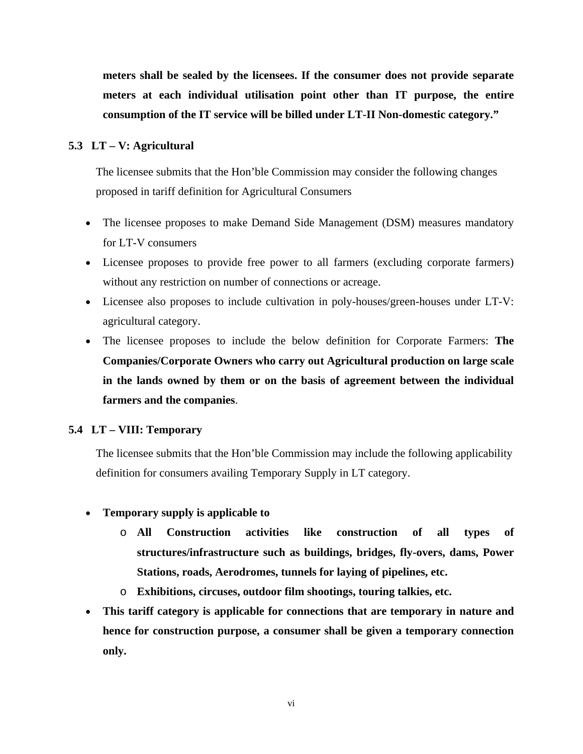**meters shall be sealed by the licensees. If the consumer does not provide separate meters at each individual utilisation point other than IT purpose, the entire consumption of the IT service will be billed under LT-II Non-domestic category."**

### 5.3 LT – V: Agricultural

The licensee submits that the Hon'ble Commission may consider the following changes proposed in tariff definition for Agricultural Consumers

- The licensee proposes to make Demand Side Management (DSM) measures mandatory for LT-V consumers
- Licensee proposes to provide free power to all farmers (excluding corporate farmers) without any restriction on number of connections or acreage.
- Licensee also proposes to include cultivation in poly-houses/green-houses under LT-V: agricultural category.
- The licensee proposes to include the below definition for Corporate Farmers: **The Companies/Corporate Owners who carry out Agricultural production on large scale in the lands owned by them or on the basis of agreement between the individual farmers and the companies**.

### 5.4 LT – VIII: Temporary

The licensee submits that the Hon'ble Commission may include the following applicability definition for consumers availing Temporary Supply in LT category.

- **Temporary supply is applicable to**
  - **All Construction activities like construction of all types of structures/infrastructure such as buildings, bridges, fly-overs, dams, Power Stations, roads, Aerodromes, tunnels for laying of pipelines, etc.**
  - **Exhibitions, circuses, outdoor film shootings, touring talkies, etc.**
- **This tariff category is applicable for connections that are temporary in nature and hence for construction purpose, a consumer shall be given a temporary connection only.**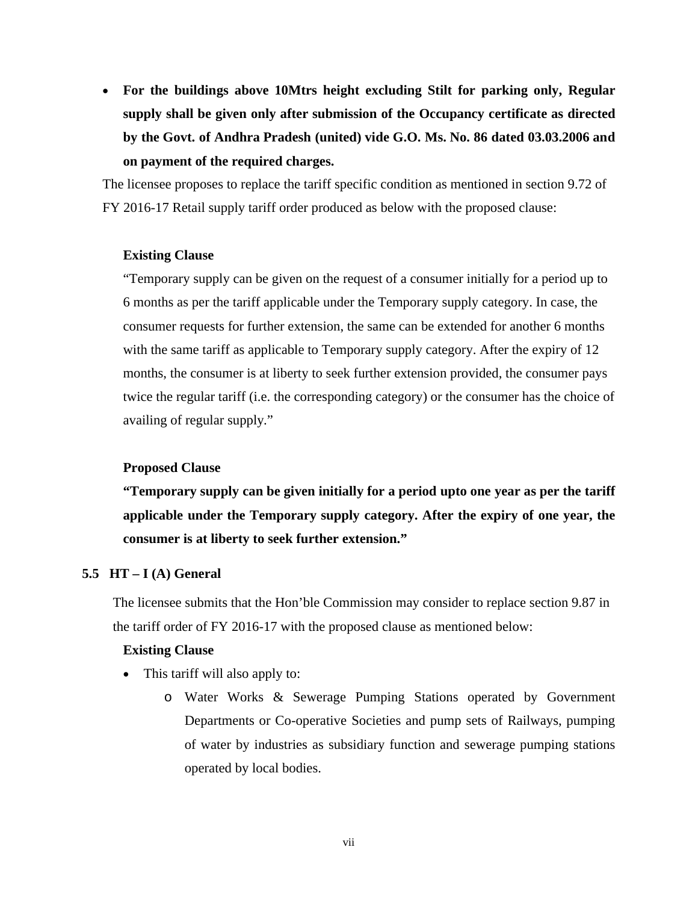- **For the buildings above 10Mtrs height excluding Stilt for parking only, Regular supply shall be given only after submission of the Occupancy certificate as directed by the Govt. of Andhra Pradesh (united) vide G.O. Ms. No. 86 dated 03.03.2006 and on payment of the required charges.**

The licensee proposes to replace the tariff specific condition as mentioned in section 9.72 of FY 2016-17 Retail supply tariff order produced as below with the proposed clause:

**Existing Clause**

"Temporary supply can be given on the request of a consumer initially for a period up to 6 months as per the tariff applicable under the Temporary supply category. In case, the consumer requests for further extension, the same can be extended for another 6 months with the same tariff as applicable to Temporary supply category. After the expiry of 12 months, the consumer is at liberty to seek further extension provided, the consumer pays twice the regular tariff (i.e. the corresponding category) or the consumer has the choice of availing of regular supply."

**Proposed Clause**

**"Temporary supply can be given initially for a period upto one year as per the tariff applicable under the Temporary supply category. After the expiry of one year, the consumer is at liberty to seek further extension."**

## 5.5 HT – I (A) General

The licensee submits that the Hon'ble Commission may consider to replace section 9.87 in the tariff order of FY 2016-17 with the proposed clause as mentioned below:

**Existing Clause**

- This tariff will also apply to:
  - Water Works & Sewerage Pumping Stations operated by Government Departments or Co-operative Societies and pump sets of Railways, pumping of water by industries as subsidiary function and sewerage pumping stations operated by local bodies.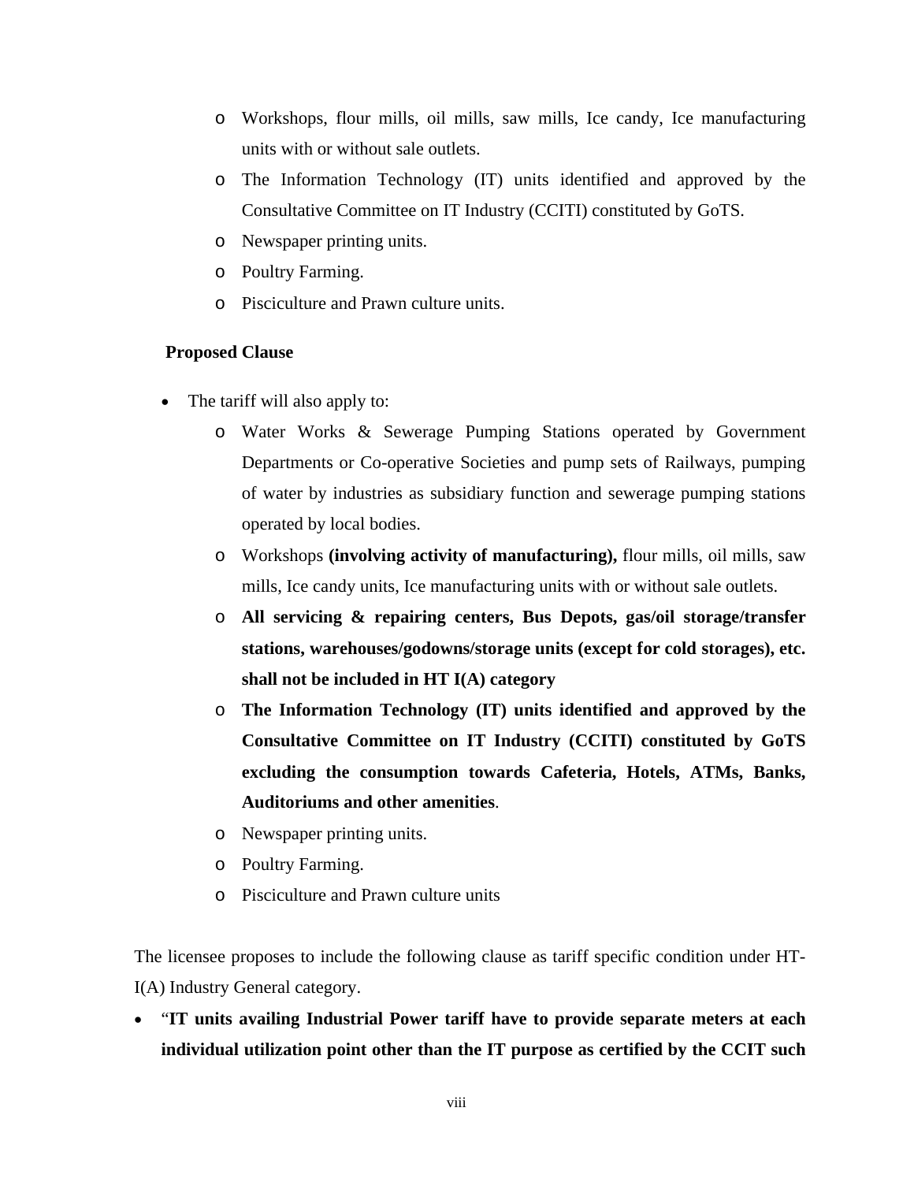- Workshops, flour mills, oil mills, saw mills, Ice candy, Ice manufacturing units with or without sale outlets.
- The Information Technology (IT) units identified and approved by the Consultative Committee on IT Industry (CCITI) constituted by GoTS.
- Newspaper printing units.
- Poultry Farming.
- Pisciculture and Prawn culture units.

**Proposed Clause**

- The tariff will also apply to:
  - Water Works & Sewerage Pumping Stations operated by Government Departments or Co-operative Societies and pump sets of Railways, pumping of water by industries as subsidiary function and sewerage pumping stations operated by local bodies.
  - Workshops **(involving activity of manufacturing),** flour mills, oil mills, saw mills, Ice candy units, Ice manufacturing units with or without sale outlets.
  - **All servicing & repairing centers, Bus Depots, gas/oil storage/transfer stations, warehouses/godowns/storage units (except for cold storages), etc. shall not be included in HT I(A) category**
  - **The Information Technology (IT) units identified and approved by the Consultative Committee on IT Industry (CCITI) constituted by GoTS excluding the consumption towards Cafeteria, Hotels, ATMs, Banks, Auditoriums and other amenities**.
  - Newspaper printing units.
  - Poultry Farming.
  - Pisciculture and Prawn culture units

The licensee proposes to include the following clause as tariff specific condition under HT-I(A) Industry General category.

- "**IT units availing Industrial Power tariff have to provide separate meters at each individual utilization point other than the IT purpose as certified by the CCIT such**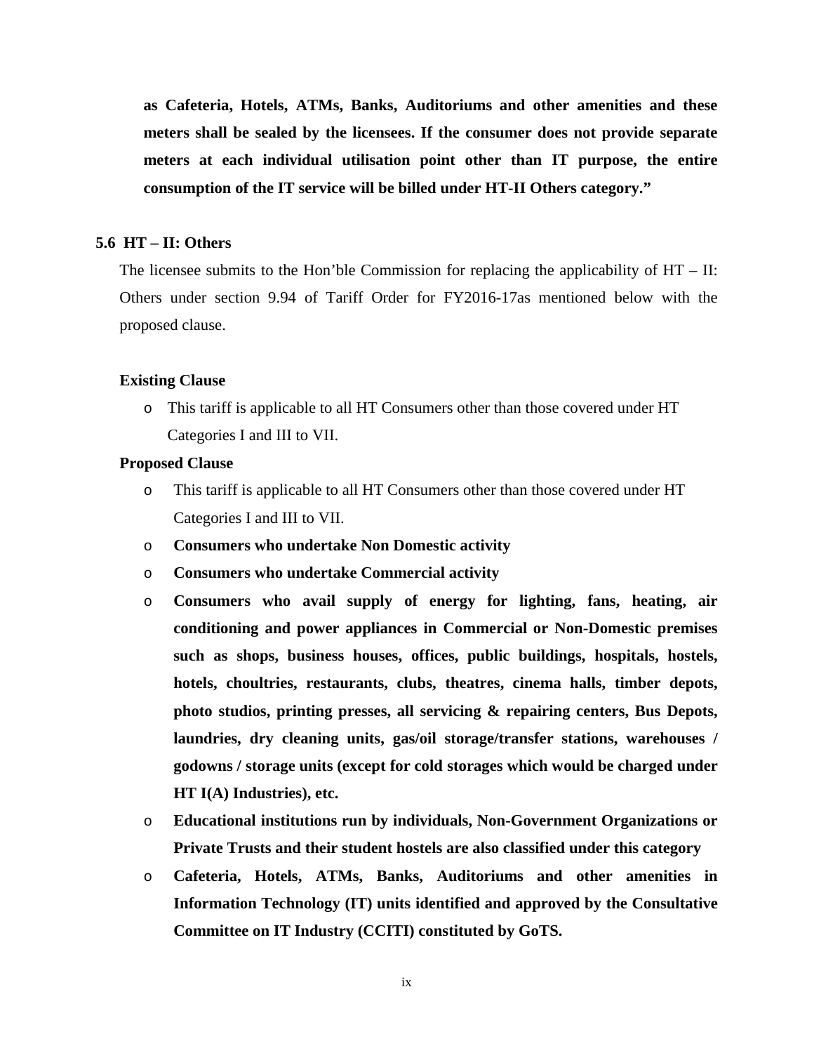**as Cafeteria, Hotels, ATMs, Banks, Auditoriums and other amenities and these meters shall be sealed by the licensees. If the consumer does not provide separate meters at each individual utilisation point other than IT purpose, the entire consumption of the IT service will be billed under HT-II Others category."**

## 5.6 HT – II: Others

The licensee submits to the Hon'ble Commission for replacing the applicability of HT – II: Others under section 9.94 of Tariff Order for FY2016-17as mentioned below with the proposed clause.

**Existing Clause**

- This tariff is applicable to all HT Consumers other than those covered under HT Categories I and III to VII.

**Proposed Clause**

- This tariff is applicable to all HT Consumers other than those covered under HT Categories I and III to VII.
- **Consumers who undertake Non Domestic activity**
- **Consumers who undertake Commercial activity**
- **Consumers who avail supply of energy for lighting, fans, heating, air conditioning and power appliances in Commercial or Non-Domestic premises such as shops, business houses, offices, public buildings, hospitals, hostels, hotels, choultries, restaurants, clubs, theatres, cinema halls, timber depots, photo studios, printing presses, all servicing & repairing centers, Bus Depots, laundries, dry cleaning units, gas/oil storage/transfer stations, warehouses / godowns / storage units (except for cold storages which would be charged under HT I(A) Industries), etc.**
- **Educational institutions run by individuals, Non-Government Organizations or Private Trusts and their student hostels are also classified under this category**
- **Cafeteria, Hotels, ATMs, Banks, Auditoriums and other amenities in Information Technology (IT) units identified and approved by the Consultative Committee on IT Industry (CCITI) constituted by GoTS.**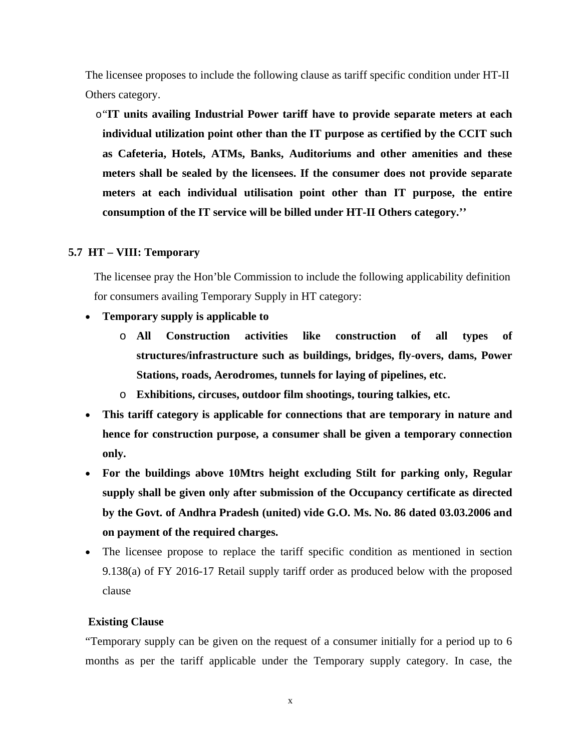The licensee proposes to include the following clause as tariff specific condition under HT-II Others category.

- "**IT units availing Industrial Power tariff have to provide separate meters at each individual utilization point other than the IT purpose as certified by the CCIT such as Cafeteria, Hotels, ATMs, Banks, Auditoriums and other amenities and these meters shall be sealed by the licensees. If the consumer does not provide separate meters at each individual utilisation point other than IT purpose, the entire consumption of the IT service will be billed under HT-II Others category.**''

### 5.7 HT – VIII: Temporary

The licensee pray the Hon'ble Commission to include the following applicability definition for consumers availing Temporary Supply in HT category:

- **Temporary supply is applicable to**
  - **All Construction activities like construction of all types of structures/infrastructure such as buildings, bridges, fly-overs, dams, Power Stations, roads, Aerodromes, tunnels for laying of pipelines, etc.**
  - **Exhibitions, circuses, outdoor film shootings, touring talkies, etc.**
- **This tariff category is applicable for connections that are temporary in nature and hence for construction purpose, a consumer shall be given a temporary connection only.**
- **For the buildings above 10Mtrs height excluding Stilt for parking only, Regular supply shall be given only after submission of the Occupancy certificate as directed by the Govt. of Andhra Pradesh (united) vide G.O. Ms. No. 86 dated 03.03.2006 and on payment of the required charges.**
- The licensee propose to replace the tariff specific condition as mentioned in section 9.138(a) of FY 2016-17 Retail supply tariff order as produced below with the proposed clause

**Existing Clause**

"Temporary supply can be given on the request of a consumer initially for a period up to 6 months as per the tariff applicable under the Temporary supply category. In case, the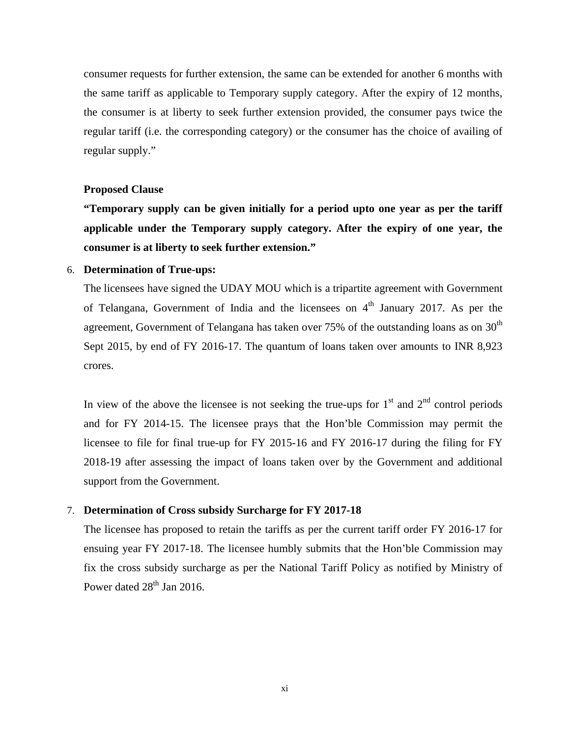consumer requests for further extension, the same can be extended for another 6 months with the same tariff as applicable to Temporary supply category. After the expiry of 12 months, the consumer is at liberty to seek further extension provided, the consumer pays twice the regular tariff (i.e. the corresponding category) or the consumer has the choice of availing of regular supply."

**Proposed Clause**

**"Temporary supply can be given initially for a period upto one year as per the tariff applicable under the Temporary supply category. After the expiry of one year, the consumer is at liberty to seek further extension."**

6. **Determination of True-ups:**

   The licensees have signed the UDAY MOU which is a tripartite agreement with Government of Telangana, Government of India and the licensees on 4th January 2017. As per the agreement, Government of Telangana has taken over 75% of the outstanding loans as on 30th Sept 2015, by end of FY 2016-17. The quantum of loans taken over amounts to INR 8,923 crores.

   In view of the above the licensee is not seeking the true-ups for 1st and 2nd control periods and for FY 2014-15. The licensee prays that the Hon'ble Commission may permit the licensee to file for final true-up for FY 2015-16 and FY 2016-17 during the filing for FY 2018-19 after assessing the impact of loans taken over by the Government and additional support from the Government.

7. **Determination of Cross subsidy Surcharge for FY 2017-18**

   The licensee has proposed to retain the tariffs as per the current tariff order FY 2016-17 for ensuing year FY 2017-18. The licensee humbly submits that the Hon'ble Commission may fix the cross subsidy surcharge as per the National Tariff Policy as notified by Ministry of Power dated 28th Jan 2016.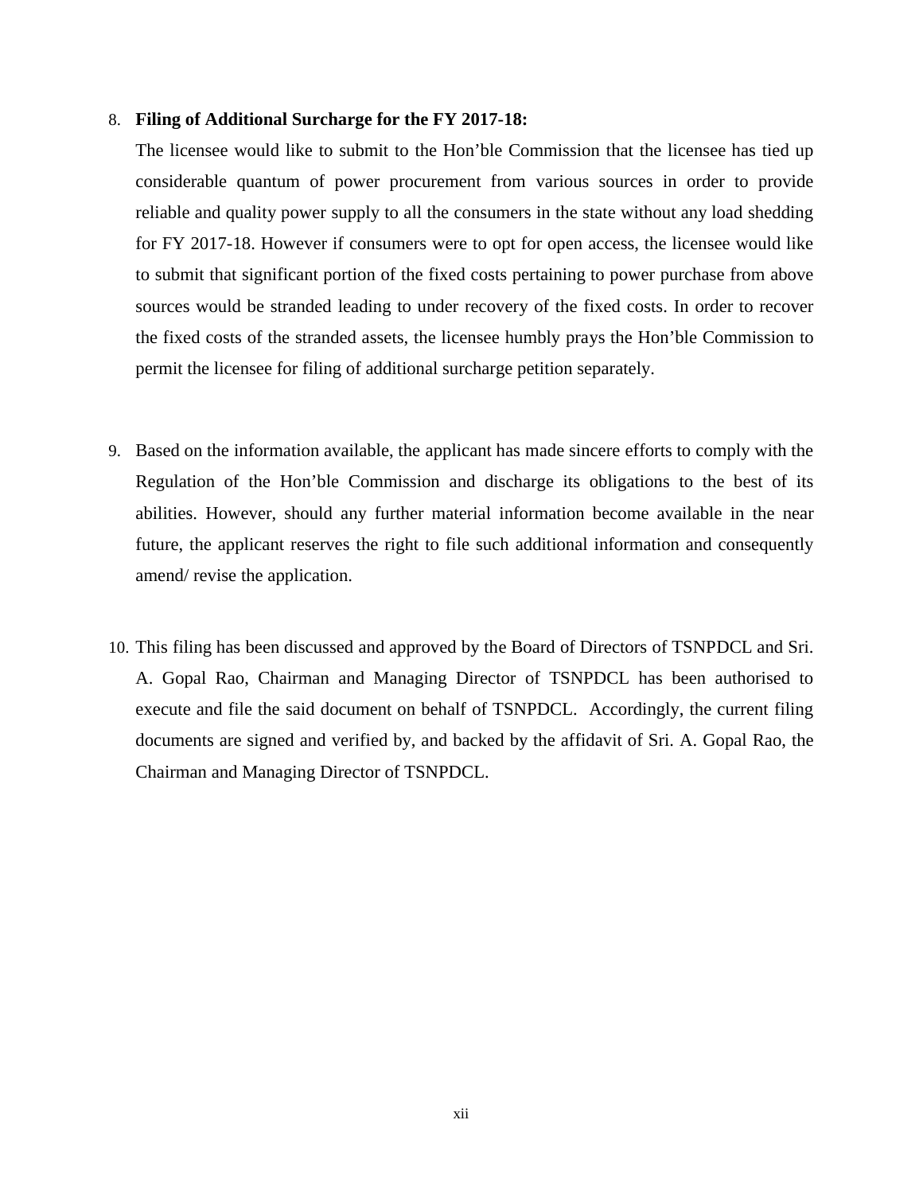8. **Filing of Additional Surcharge for the FY 2017-18:**

   The licensee would like to submit to the Hon'ble Commission that the licensee has tied up considerable quantum of power procurement from various sources in order to provide reliable and quality power supply to all the consumers in the state without any load shedding for FY 2017-18. However if consumers were to opt for open access, the licensee would like to submit that significant portion of the fixed costs pertaining to power purchase from above sources would be stranded leading to under recovery of the fixed costs. In order to recover the fixed costs of the stranded assets, the licensee humbly prays the Hon'ble Commission to permit the licensee for filing of additional surcharge petition separately.

9. Based on the information available, the applicant has made sincere efforts to comply with the Regulation of the Hon'ble Commission and discharge its obligations to the best of its abilities. However, should any further material information become available in the near future, the applicant reserves the right to file such additional information and consequently amend/ revise the application.

10. This filing has been discussed and approved by the Board of Directors of TSNPDCL and Sri. A. Gopal Rao, Chairman and Managing Director of TSNPDCL has been authorised to execute and file the said document on behalf of TSNPDCL. Accordingly, the current filing documents are signed and verified by, and backed by the affidavit of Sri. A. Gopal Rao, the Chairman and Managing Director of TSNPDCL.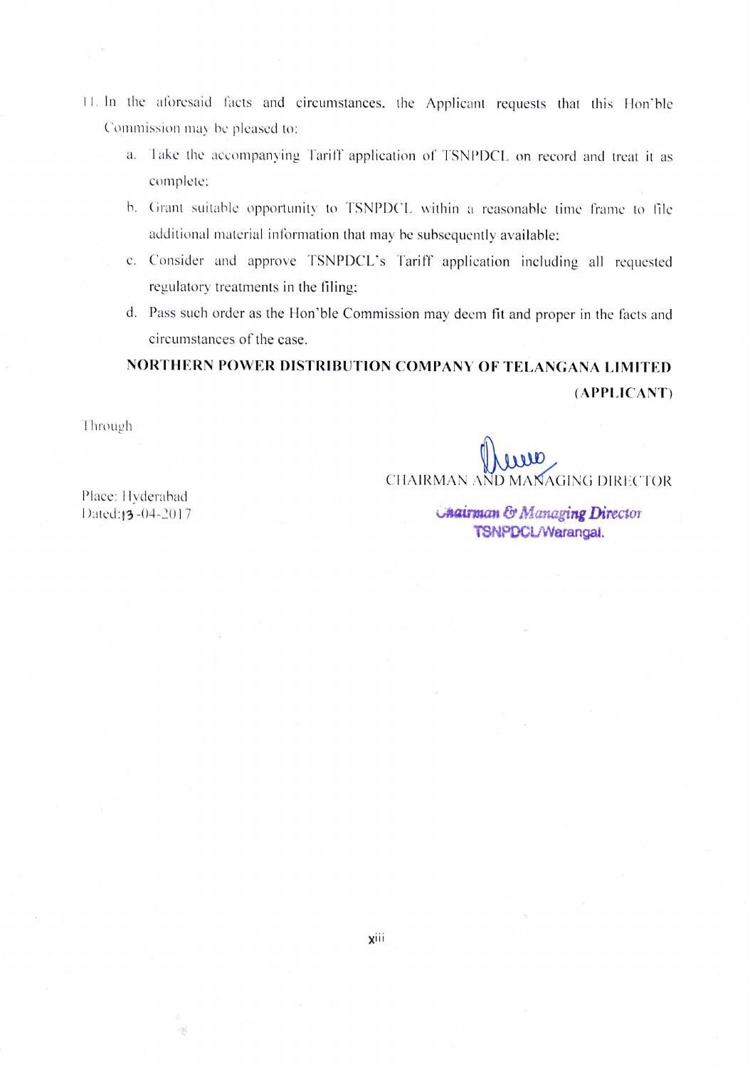11. In the aforesaid facts and circumstances, the Applicant requests that this Hon'ble Commission may be pleased to:

    a. Take the accompanying Tariff application of TSNPDCL on record and treat it as complete;

    b. Grant suitable opportunity to TSNPDCL within a reasonable time frame to file additional material information that may be subsequently available;

    c. Consider and approve TSNPDCL's Tariff application including all requested regulatory treatments in the filing;

    d. Pass such order as the Hon'ble Commission may deem fit and proper in the facts and circumstances of the case.

**NORTHERN POWER DISTRIBUTION COMPANY OF TELANGANA LIMITED**

**(APPLICANT)**

Through

CHAIRMAN AND MANAGING DIRECTOR

*Chairman & Managing Director*
TSNPDCL/Warangal.

Place: Hyderabad
Dated: 13-04-2017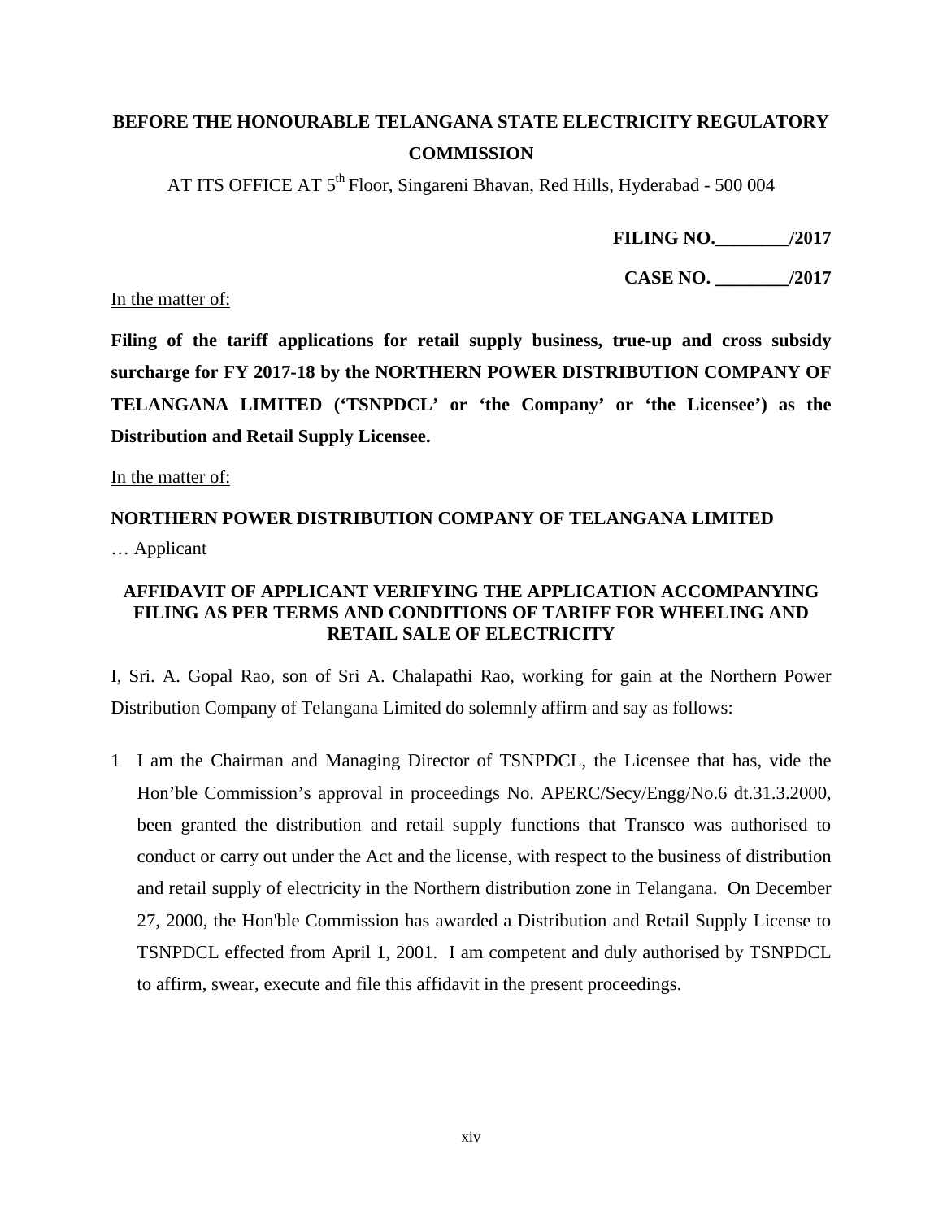**BEFORE THE HONOURABLE TELANGANA STATE ELECTRICITY REGULATORY COMMISSION**

AT ITS OFFICE AT 5th Floor, Singareni Bhavan, Red Hills, Hyderabad - 500 004

**FILING NO.________/2017**

**CASE NO. ________/2017**

In the matter of:

**Filing of the tariff applications for retail supply business, true-up and cross subsidy surcharge for FY 2017-18 by the NORTHERN POWER DISTRIBUTION COMPANY OF TELANGANA LIMITED ('TSNPDCL' or 'the Company' or 'the Licensee') as the Distribution and Retail Supply Licensee.**

In the matter of:

**NORTHERN POWER DISTRIBUTION COMPANY OF TELANGANA LIMITED**

… Applicant

**AFFIDAVIT OF APPLICANT VERIFYING THE APPLICATION ACCOMPANYING FILING AS PER TERMS AND CONDITIONS OF TARIFF FOR WHEELING AND RETAIL SALE OF ELECTRICITY**

I, Sri. A. Gopal Rao, son of Sri A. Chalapathi Rao, working for gain at the Northern Power Distribution Company of Telangana Limited do solemnly affirm and say as follows:

1 I am the Chairman and Managing Director of TSNPDCL, the Licensee that has, vide the Hon'ble Commission's approval in proceedings No. APERC/Secy/Engg/No.6 dt.31.3.2000, been granted the distribution and retail supply functions that Transco was authorised to conduct or carry out under the Act and the license, with respect to the business of distribution and retail supply of electricity in the Northern distribution zone in Telangana. On December 27, 2000, the Hon'ble Commission has awarded a Distribution and Retail Supply License to TSNPDCL effected from April 1, 2001. I am competent and duly authorised by TSNPDCL to affirm, swear, execute and file this affidavit in the present proceedings.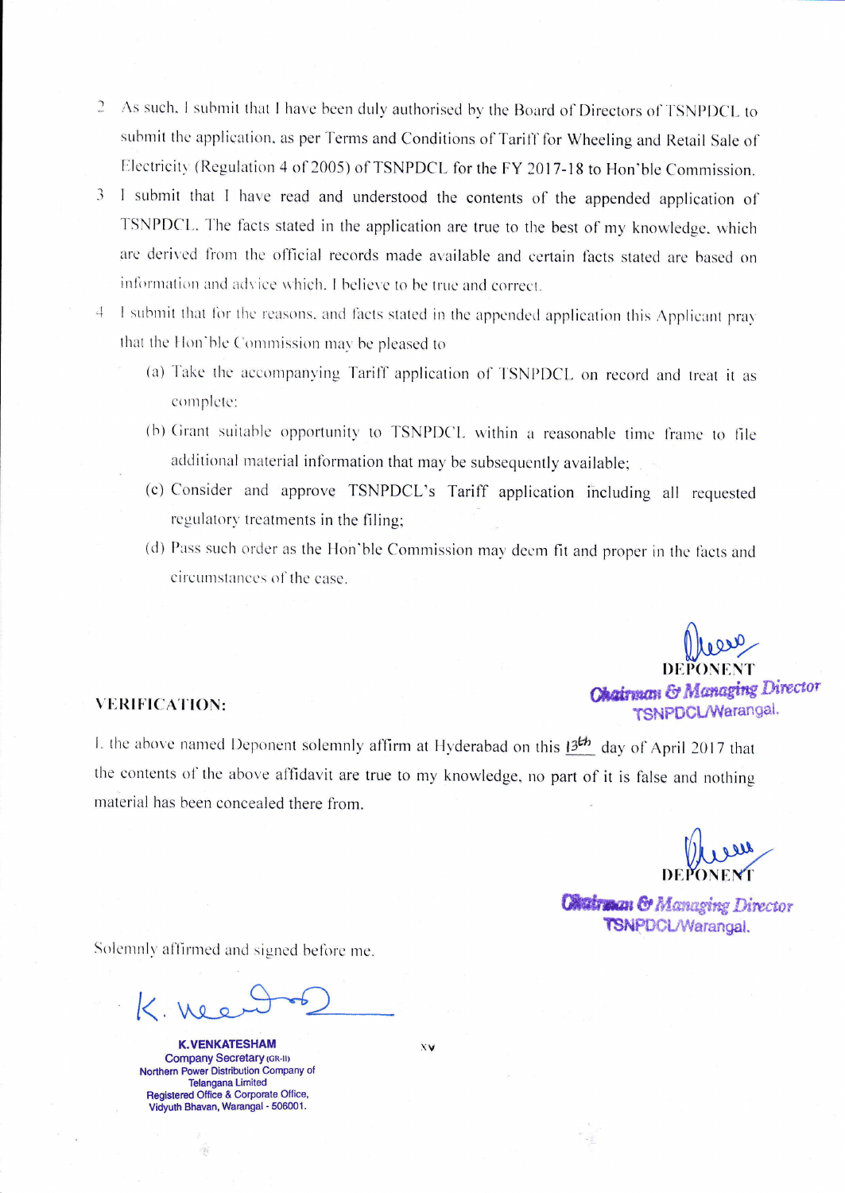2. As such, I submit that I have been duly authorised by the Board of Directors of TSNPDCL to submit the application, as per Terms and Conditions of Tariff for Wheeling and Retail Sale of Electricity (Regulation 4 of 2005) of TSNPDCL for the FY 2017-18 to Hon'ble Commission.
3. I submit that I have read and understood the contents of the appended application of TSNPDCL. The facts stated in the application are true to the best of my knowledge, which are derived from the official records made available and certain facts stated are based on information and advice which, I believe to be true and correct.
4. I submit that for the reasons, and facts stated in the appended application this Applicant pray that the Hon'ble Commission may be pleased to
   - (a) Take the accompanying Tariff application of TSNPDCL on record and treat it as complete;
   - (b) Grant suitable opportunity to TSNPDCL within a reasonable time frame to file additional material information that may be subsequently available;
   - (c) Consider and approve TSNPDCL's Tariff application including all requested regulatory treatments in the filing;
   - (d) Pass such order as the Hon'ble Commission may deem fit and proper in the facts and circumstances of the case.

DEPONENT
Chairman & Managing Director
TSNPDCL/Warangal.

**VERIFICATION:**

I, the above named Deponent solemnly affirm at Hyderabad on this 13th day of April 2017 that the contents of the above affidavit are true to my knowledge, no part of it is false and nothing material has been concealed there from.

DEPONENT
Chairman & Managing Director
TSNPDCL/Warangal.

Solemnly affirmed and signed before me.

**K.VENKATESHAM**
Company Secretary (GR-II)
Northern Power Distribution Company of Telangana Limited
Registered Office & Corporate Office,
Vidyuth Bhavan, Warangal - 506001.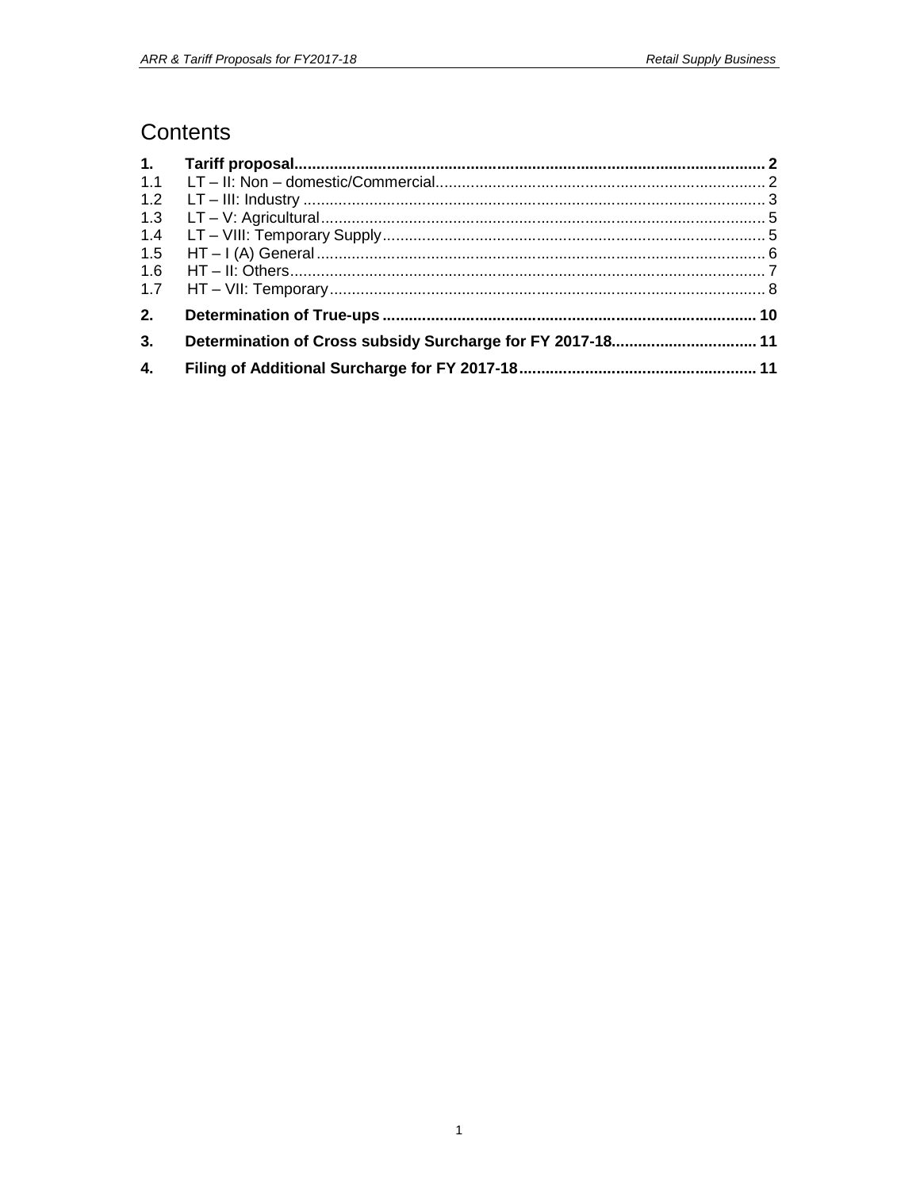# Contents

| | | |
|---|---|---|
| **1.** | **Tariff proposal** | **2** |
| 1.1 | LT – II: Non – domestic/Commercial | 2 |
| 1.2 | LT – III: Industry | 3 |
| 1.3 | LT – V: Agricultural | 5 |
| 1.4 | LT – VIII: Temporary Supply | 5 |
| 1.5 | HT – I (A) General | 6 |
| 1.6 | HT – II: Others | 7 |
| 1.7 | HT – VII: Temporary | 8 |
| **2.** | **Determination of True-ups** | **10** |
| **3.** | **Determination of Cross subsidy Surcharge for FY 2017-18** | **11** |
| **4.** | **Filing of Additional Surcharge for FY 2017-18** | **11** |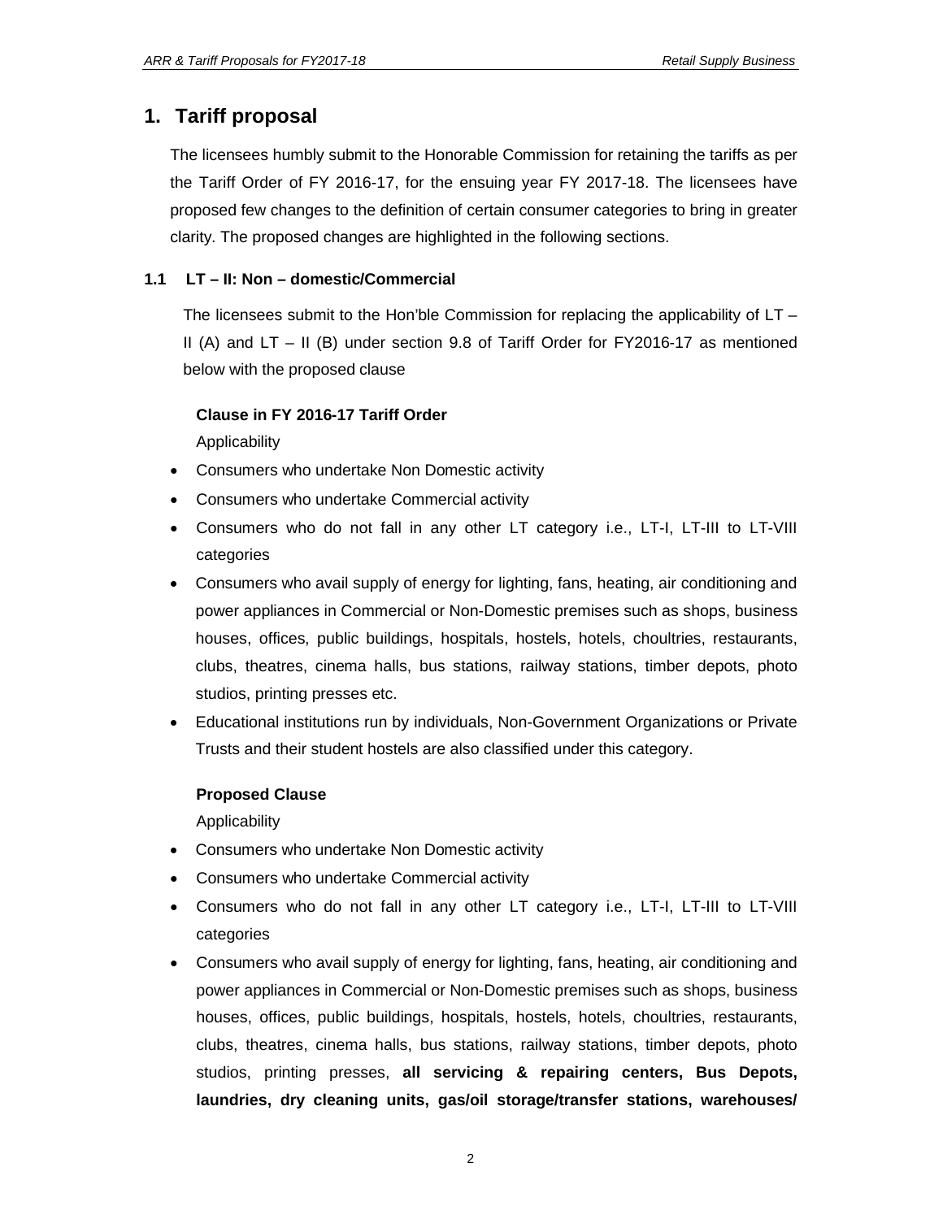# 1. Tariff proposal

The licensees humbly submit to the Honorable Commission for retaining the tariffs as per the Tariff Order of FY 2016-17, for the ensuing year FY 2017-18. The licensees have proposed few changes to the definition of certain consumer categories to bring in greater clarity. The proposed changes are highlighted in the following sections.

## 1.1 LT – II: Non – domestic/Commercial

The licensees submit to the Hon'ble Commission for replacing the applicability of LT – II (A) and LT – II (B) under section 9.8 of Tariff Order for FY2016-17 as mentioned below with the proposed clause

**Clause in FY 2016-17 Tariff Order**

Applicability

- Consumers who undertake Non Domestic activity
- Consumers who undertake Commercial activity
- Consumers who do not fall in any other LT category i.e., LT-I, LT-III to LT-VIII categories
- Consumers who avail supply of energy for lighting, fans, heating, air conditioning and power appliances in Commercial or Non-Domestic premises such as shops, business houses, offices, public buildings, hospitals, hostels, hotels, choultries, restaurants, clubs, theatres, cinema halls, bus stations, railway stations, timber depots, photo studios, printing presses etc.
- Educational institutions run by individuals, Non-Government Organizations or Private Trusts and their student hostels are also classified under this category.

**Proposed Clause**

Applicability

- Consumers who undertake Non Domestic activity
- Consumers who undertake Commercial activity
- Consumers who do not fall in any other LT category i.e., LT-I, LT-III to LT-VIII categories
- Consumers who avail supply of energy for lighting, fans, heating, air conditioning and power appliances in Commercial or Non-Domestic premises such as shops, business houses, offices, public buildings, hospitals, hostels, hotels, choultries, restaurants, clubs, theatres, cinema halls, bus stations, railway stations, timber depots, photo studios, printing presses, **all servicing & repairing centers, Bus Depots, laundries, dry cleaning units, gas/oil storage/transfer stations, warehouses/**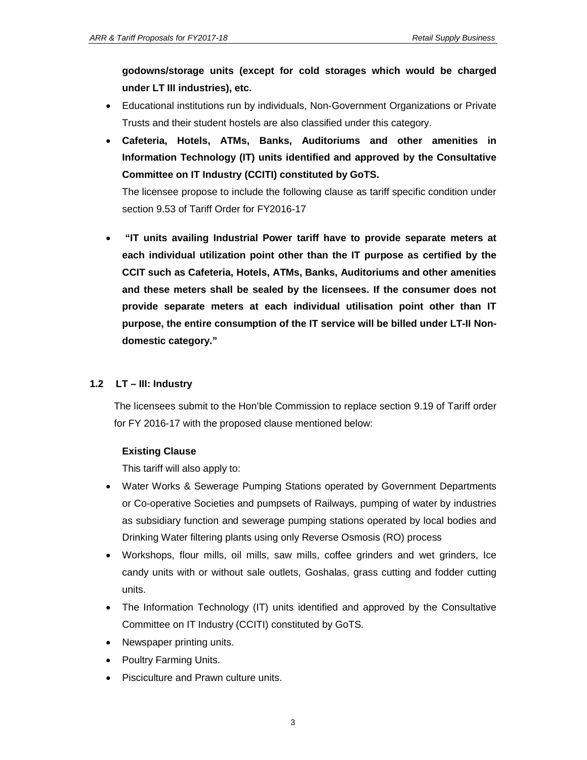**godowns/storage units (except for cold storages which would be charged under LT III industries), etc.**

- Educational institutions run by individuals, Non-Government Organizations or Private Trusts and their student hostels are also classified under this category.
- **Cafeteria, Hotels, ATMs, Banks, Auditoriums and other amenities in Information Technology (IT) units identified and approved by the Consultative Committee on IT Industry (CCITI) constituted by GoTS.**

  The licensee propose to include the following clause as tariff specific condition under section 9.53 of Tariff Order for FY2016-17

- **"IT units availing Industrial Power tariff have to provide separate meters at each individual utilization point other than the IT purpose as certified by the CCIT such as Cafeteria, Hotels, ATMs, Banks, Auditoriums and other amenities and these meters shall be sealed by the licensees. If the consumer does not provide separate meters at each individual utilisation point other than IT purpose, the entire consumption of the IT service will be billed under LT-II Non-domestic category."**

### 1.2 LT – III: Industry

The licensees submit to the Hon'ble Commission to replace section 9.19 of Tariff order for FY 2016-17 with the proposed clause mentioned below:

**Existing Clause**

This tariff will also apply to:

- Water Works & Sewerage Pumping Stations operated by Government Departments or Co-operative Societies and pumpsets of Railways, pumping of water by industries as subsidiary function and sewerage pumping stations operated by local bodies and Drinking Water filtering plants using only Reverse Osmosis (RO) process
- Workshops, flour mills, oil mills, saw mills, coffee grinders and wet grinders, Ice candy units with or without sale outlets, Goshalas, grass cutting and fodder cutting units.
- The Information Technology (IT) units identified and approved by the Consultative Committee on IT Industry (CCITI) constituted by GoTS.
- Newspaper printing units.
- Poultry Farming Units.
- Pisciculture and Prawn culture units.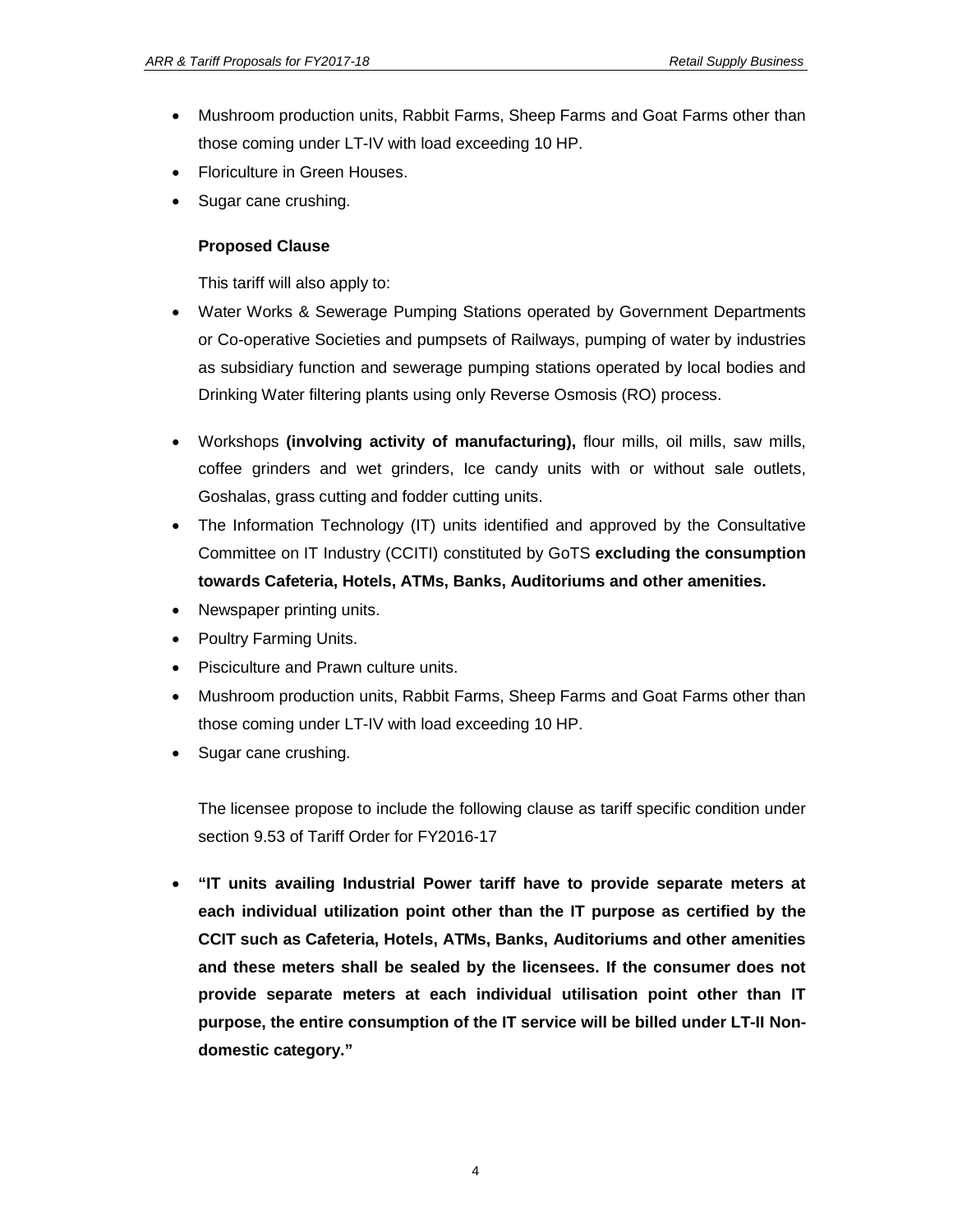- Mushroom production units, Rabbit Farms, Sheep Farms and Goat Farms other than those coming under LT-IV with load exceeding 10 HP.
- Floriculture in Green Houses.
- Sugar cane crushing.

**Proposed Clause**

This tariff will also apply to:

- Water Works & Sewerage Pumping Stations operated by Government Departments or Co-operative Societies and pumpsets of Railways, pumping of water by industries as subsidiary function and sewerage pumping stations operated by local bodies and Drinking Water filtering plants using only Reverse Osmosis (RO) process.
- Workshops **(involving activity of manufacturing),** flour mills, oil mills, saw mills, coffee grinders and wet grinders, Ice candy units with or without sale outlets, Goshalas, grass cutting and fodder cutting units.
- The Information Technology (IT) units identified and approved by the Consultative Committee on IT Industry (CCITI) constituted by GoTS **excluding the consumption towards Cafeteria, Hotels, ATMs, Banks, Auditoriums and other amenities.**
- Newspaper printing units.
- Poultry Farming Units.
- Pisciculture and Prawn culture units.
- Mushroom production units, Rabbit Farms, Sheep Farms and Goat Farms other than those coming under LT-IV with load exceeding 10 HP.
- Sugar cane crushing.

The licensee propose to include the following clause as tariff specific condition under section 9.53 of Tariff Order for FY2016-17

- **"IT units availing Industrial Power tariff have to provide separate meters at each individual utilization point other than the IT purpose as certified by the CCIT such as Cafeteria, Hotels, ATMs, Banks, Auditoriums and other amenities and these meters shall be sealed by the licensees. If the consumer does not provide separate meters at each individual utilisation point other than IT purpose, the entire consumption of the IT service will be billed under LT-II Non-domestic category."**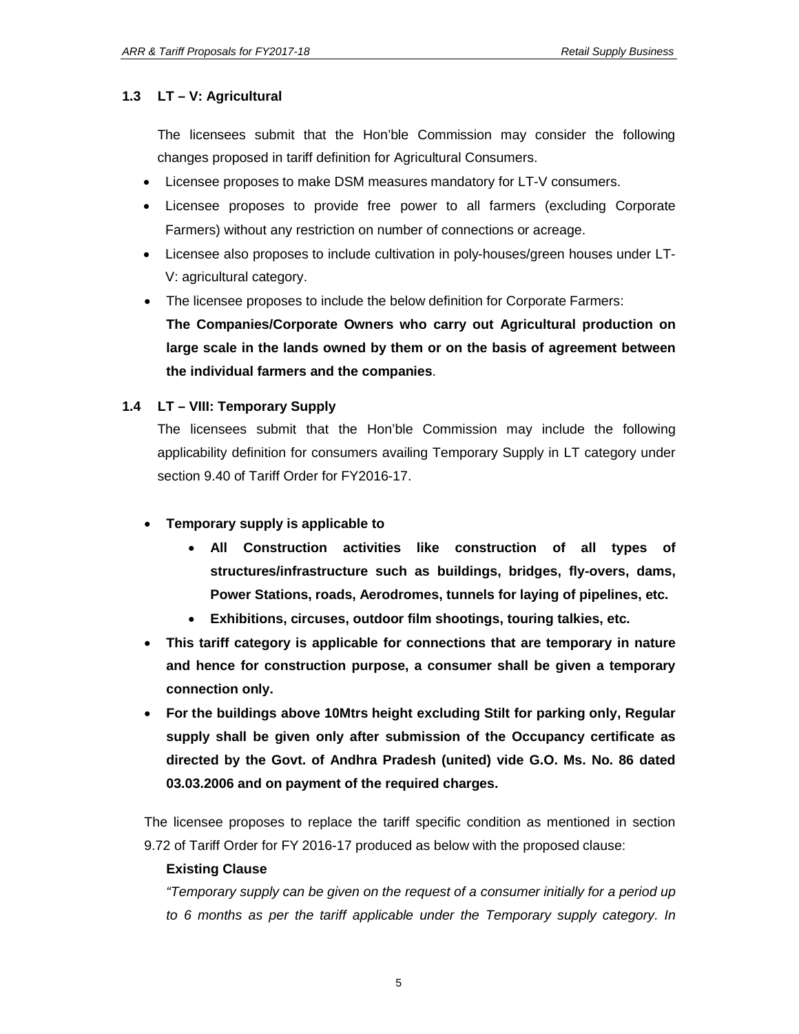### 1.3 LT – V: Agricultural

The licensees submit that the Hon'ble Commission may consider the following changes proposed in tariff definition for Agricultural Consumers.

- Licensee proposes to make DSM measures mandatory for LT-V consumers.
- Licensee proposes to provide free power to all farmers (excluding Corporate Farmers) without any restriction on number of connections or acreage.
- Licensee also proposes to include cultivation in poly-houses/green houses under LT-V: agricultural category.
- The licensee proposes to include the below definition for Corporate Farmers:
  **The Companies/Corporate Owners who carry out Agricultural production on large scale in the lands owned by them or on the basis of agreement between the individual farmers and the companies**.

### 1.4 LT – VIII: Temporary Supply

The licensees submit that the Hon'ble Commission may include the following applicability definition for consumers availing Temporary Supply in LT category under section 9.40 of Tariff Order for FY2016-17.

- **Temporary supply is applicable to**
  - **All Construction activities like construction of all types of structures/infrastructure such as buildings, bridges, fly-overs, dams, Power Stations, roads, Aerodromes, tunnels for laying of pipelines, etc.**
  - **Exhibitions, circuses, outdoor film shootings, touring talkies, etc.**
- **This tariff category is applicable for connections that are temporary in nature and hence for construction purpose, a consumer shall be given a temporary connection only.**
- **For the buildings above 10Mtrs height excluding Stilt for parking only, Regular supply shall be given only after submission of the Occupancy certificate as directed by the Govt. of Andhra Pradesh (united) vide G.O. Ms. No. 86 dated 03.03.2006 and on payment of the required charges.**

The licensee proposes to replace the tariff specific condition as mentioned in section 9.72 of Tariff Order for FY 2016-17 produced as below with the proposed clause:

**Existing Clause**

*"Temporary supply can be given on the request of a consumer initially for a period up to 6 months as per the tariff applicable under the Temporary supply category. In*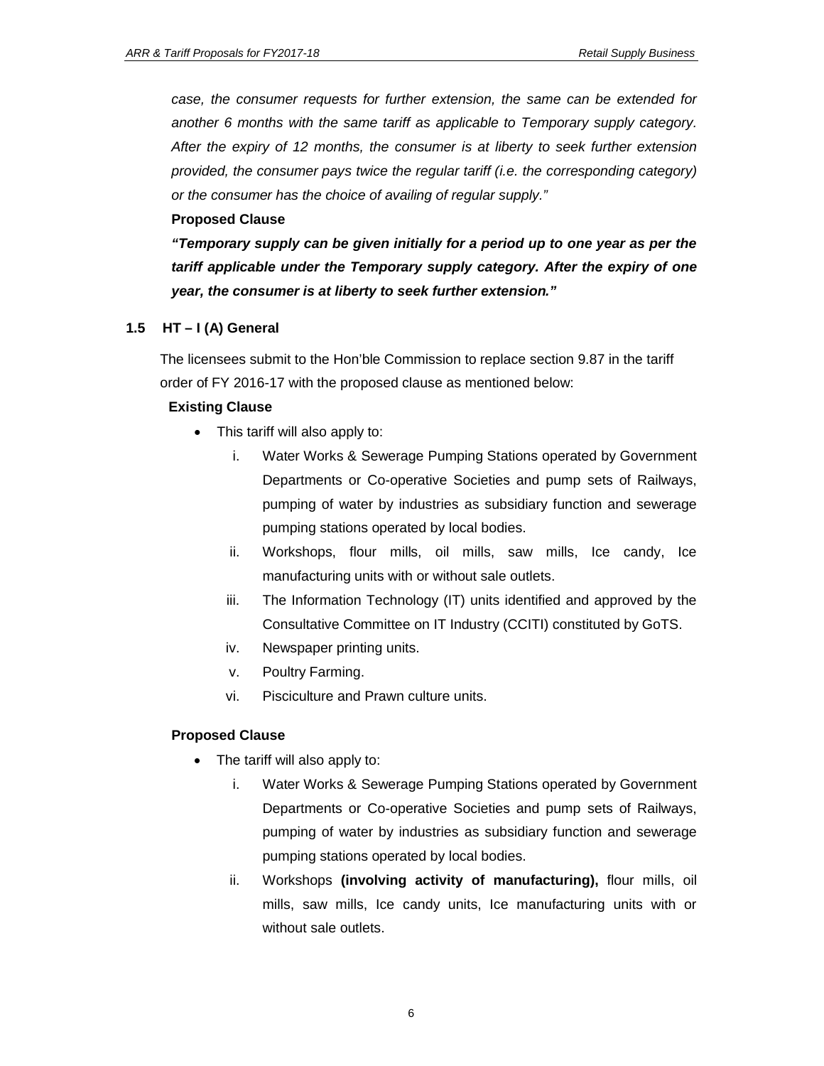*case, the consumer requests for further extension, the same can be extended for another 6 months with the same tariff as applicable to Temporary supply category. After the expiry of 12 months, the consumer is at liberty to seek further extension provided, the consumer pays twice the regular tariff (i.e. the corresponding category) or the consumer has the choice of availing of regular supply."*

**Proposed Clause**

***"Temporary supply can be given initially for a period up to one year as per the tariff applicable under the Temporary supply category. After the expiry of one year, the consumer is at liberty to seek further extension."***

### 1.5 HT – I (A) General

The licensees submit to the Hon'ble Commission to replace section 9.87 in the tariff order of FY 2016-17 with the proposed clause as mentioned below:

**Existing Clause**

- This tariff will also apply to:
    - i. Water Works & Sewerage Pumping Stations operated by Government Departments or Co-operative Societies and pump sets of Railways, pumping of water by industries as subsidiary function and sewerage pumping stations operated by local bodies.
    - ii. Workshops, flour mills, oil mills, saw mills, Ice candy, Ice manufacturing units with or without sale outlets.
    - iii. The Information Technology (IT) units identified and approved by the Consultative Committee on IT Industry (CCITI) constituted by GoTS.
    - iv. Newspaper printing units.
    - v. Poultry Farming.
    - vi. Pisciculture and Prawn culture units.

**Proposed Clause**

- The tariff will also apply to:
    - i. Water Works & Sewerage Pumping Stations operated by Government Departments or Co-operative Societies and pump sets of Railways, pumping of water by industries as subsidiary function and sewerage pumping stations operated by local bodies.
    - ii. Workshops **(involving activity of manufacturing),** flour mills, oil mills, saw mills, Ice candy units, Ice manufacturing units with or without sale outlets.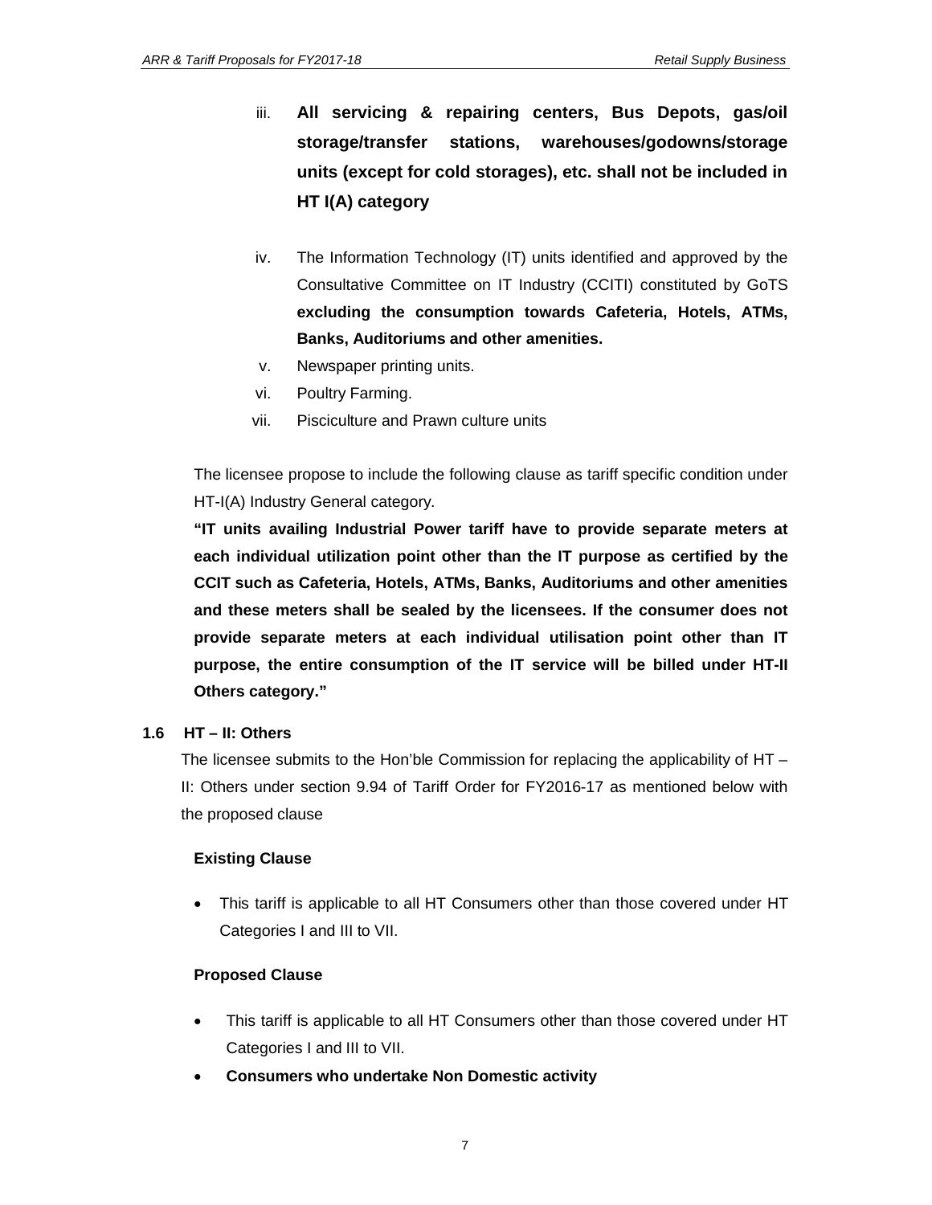iii. **All servicing & repairing centers, Bus Depots, gas/oil storage/transfer stations, warehouses/godowns/storage units (except for cold storages), etc. shall not be included in HT I(A) category**

iv. The Information Technology (IT) units identified and approved by the Consultative Committee on IT Industry (CCITI) constituted by GoTS **excluding the consumption towards Cafeteria, Hotels, ATMs, Banks, Auditoriums and other amenities.**

v. Newspaper printing units.

vi. Poultry Farming.

vii. Pisciculture and Prawn culture units

The licensee propose to include the following clause as tariff specific condition under HT-I(A) Industry General category.

**"IT units availing Industrial Power tariff have to provide separate meters at each individual utilization point other than the IT purpose as certified by the CCIT such as Cafeteria, Hotels, ATMs, Banks, Auditoriums and other amenities and these meters shall be sealed by the licensees. If the consumer does not provide separate meters at each individual utilisation point other than IT purpose, the entire consumption of the IT service will be billed under HT-II Others category."**

### 1.6 HT – II: Others

The licensee submits to the Hon'ble Commission for replacing the applicability of HT – II: Others under section 9.94 of Tariff Order for FY2016-17 as mentioned below with the proposed clause

**Existing Clause**

- This tariff is applicable to all HT Consumers other than those covered under HT Categories I and III to VII.

**Proposed Clause**

- This tariff is applicable to all HT Consumers other than those covered under HT Categories I and III to VII.
- **Consumers who undertake Non Domestic activity**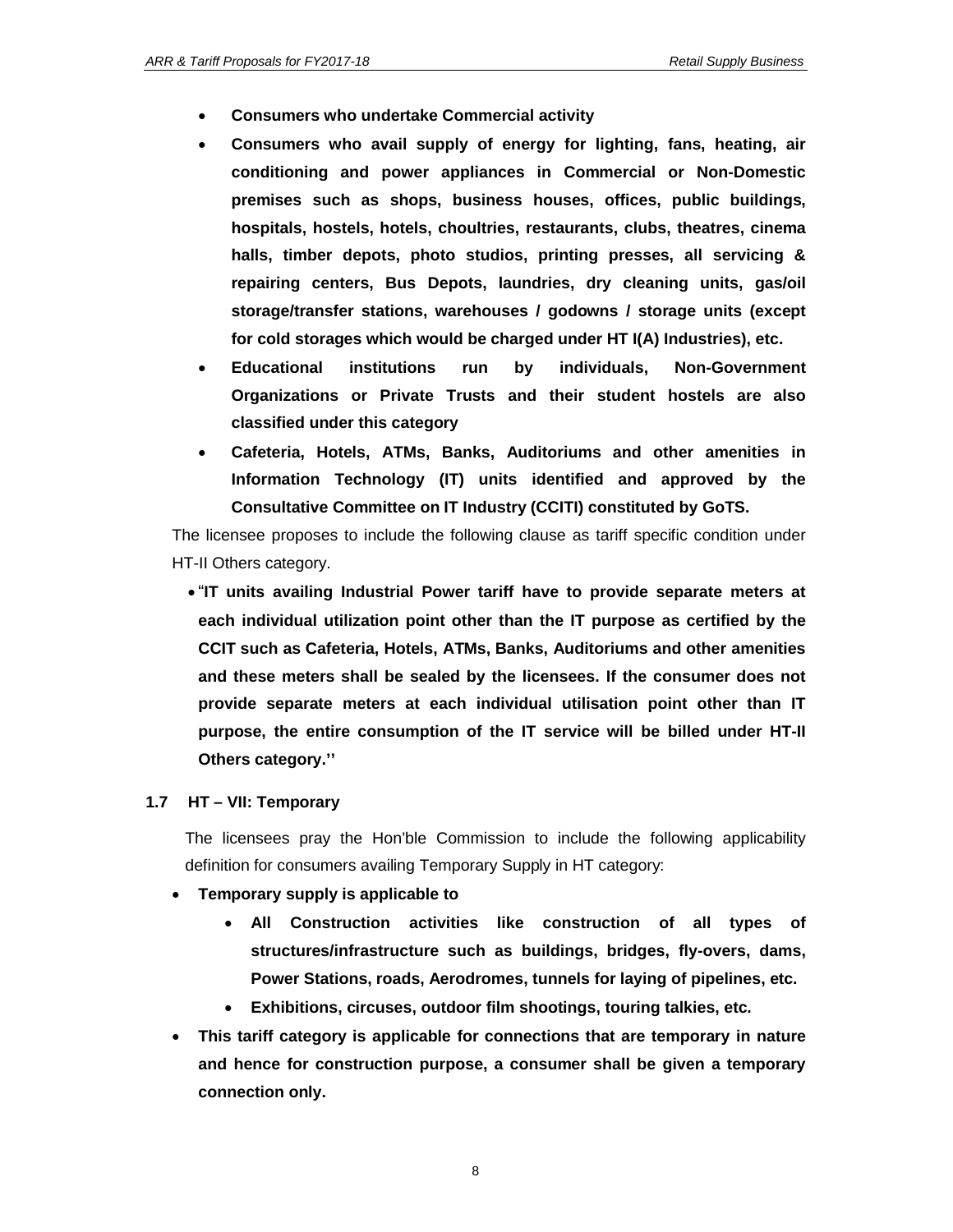- **Consumers who undertake Commercial activity**
- **Consumers who avail supply of energy for lighting, fans, heating, air conditioning and power appliances in Commercial or Non-Domestic premises such as shops, business houses, offices, public buildings, hospitals, hostels, hotels, choultries, restaurants, clubs, theatres, cinema halls, timber depots, photo studios, printing presses, all servicing & repairing centers, Bus Depots, laundries, dry cleaning units, gas/oil storage/transfer stations, warehouses / godowns / storage units (except for cold storages which would be charged under HT I(A) Industries), etc.**
- **Educational institutions run by individuals, Non-Government Organizations or Private Trusts and their student hostels are also classified under this category**
- **Cafeteria, Hotels, ATMs, Banks, Auditoriums and other amenities in Information Technology (IT) units identified and approved by the Consultative Committee on IT Industry (CCITI) constituted by GoTS.**

The licensee proposes to include the following clause as tariff specific condition under HT-II Others category.

- "**IT units availing Industrial Power tariff have to provide separate meters at each individual utilization point other than the IT purpose as certified by the CCIT such as Cafeteria, Hotels, ATMs, Banks, Auditoriums and other amenities and these meters shall be sealed by the licensees. If the consumer does not provide separate meters at each individual utilisation point other than IT purpose, the entire consumption of the IT service will be billed under HT-II Others category.''**

### 1.7 HT – VII: Temporary

The licensees pray the Hon'ble Commission to include the following applicability definition for consumers availing Temporary Supply in HT category:

- **Temporary supply is applicable to**
  - **All Construction activities like construction of all types of structures/infrastructure such as buildings, bridges, fly-overs, dams, Power Stations, roads, Aerodromes, tunnels for laying of pipelines, etc.**
  - **Exhibitions, circuses, outdoor film shootings, touring talkies, etc.**
- **This tariff category is applicable for connections that are temporary in nature and hence for construction purpose, a consumer shall be given a temporary connection only.**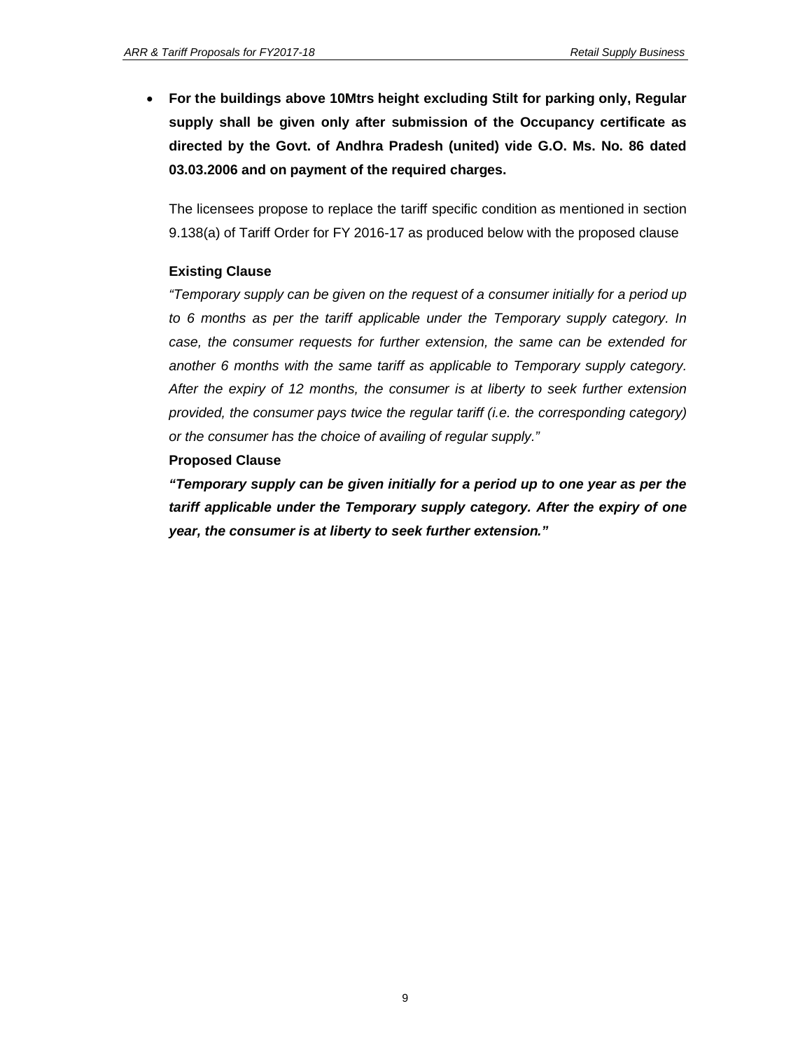- **For the buildings above 10Mtrs height excluding Stilt for parking only, Regular supply shall be given only after submission of the Occupancy certificate as directed by the Govt. of Andhra Pradesh (united) vide G.O. Ms. No. 86 dated 03.03.2006 and on payment of the required charges.**

The licensees propose to replace the tariff specific condition as mentioned in section 9.138(a) of Tariff Order for FY 2016-17 as produced below with the proposed clause

**Existing Clause**

*"Temporary supply can be given on the request of a consumer initially for a period up to 6 months as per the tariff applicable under the Temporary supply category. In case, the consumer requests for further extension, the same can be extended for another 6 months with the same tariff as applicable to Temporary supply category. After the expiry of 12 months, the consumer is at liberty to seek further extension provided, the consumer pays twice the regular tariff (i.e. the corresponding category) or the consumer has the choice of availing of regular supply."*

**Proposed Clause**

***"Temporary supply can be given initially for a period up to one year as per the tariff applicable under the Temporary supply category. After the expiry of one year, the consumer is at liberty to seek further extension."***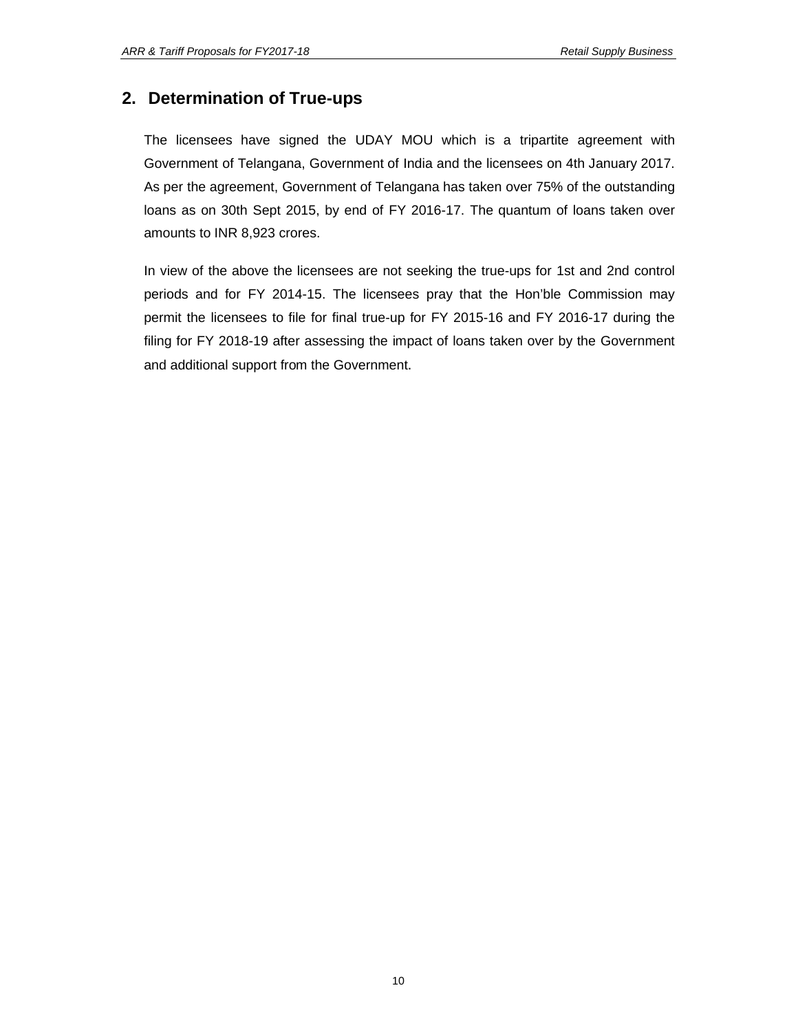## 2. Determination of True-ups

The licensees have signed the UDAY MOU which is a tripartite agreement with Government of Telangana, Government of India and the licensees on 4th January 2017. As per the agreement, Government of Telangana has taken over 75% of the outstanding loans as on 30th Sept 2015, by end of FY 2016-17. The quantum of loans taken over amounts to INR 8,923 crores.

In view of the above the licensees are not seeking the true-ups for 1st and 2nd control periods and for FY 2014-15. The licensees pray that the Hon'ble Commission may permit the licensees to file for final true-up for FY 2015-16 and FY 2016-17 during the filing for FY 2018-19 after assessing the impact of loans taken over by the Government and additional support from the Government.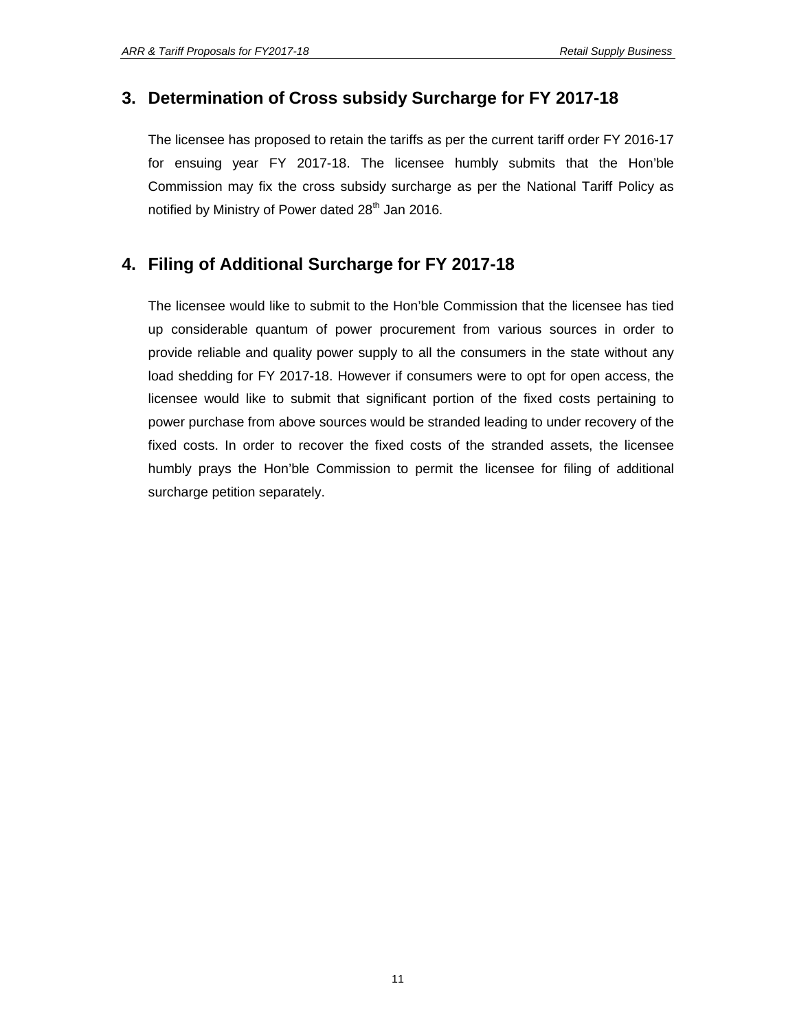## 3. Determination of Cross subsidy Surcharge for FY 2017-18

The licensee has proposed to retain the tariffs as per the current tariff order FY 2016-17 for ensuing year FY 2017-18. The licensee humbly submits that the Hon'ble Commission may fix the cross subsidy surcharge as per the National Tariff Policy as notified by Ministry of Power dated 28th Jan 2016.

## 4. Filing of Additional Surcharge for FY 2017-18

The licensee would like to submit to the Hon'ble Commission that the licensee has tied up considerable quantum of power procurement from various sources in order to provide reliable and quality power supply to all the consumers in the state without any load shedding for FY 2017-18. However if consumers were to opt for open access, the licensee would like to submit that significant portion of the fixed costs pertaining to power purchase from above sources would be stranded leading to under recovery of the fixed costs. In order to recover the fixed costs of the stranded assets, the licensee humbly prays the Hon'ble Commission to permit the licensee for filing of additional surcharge petition separately.